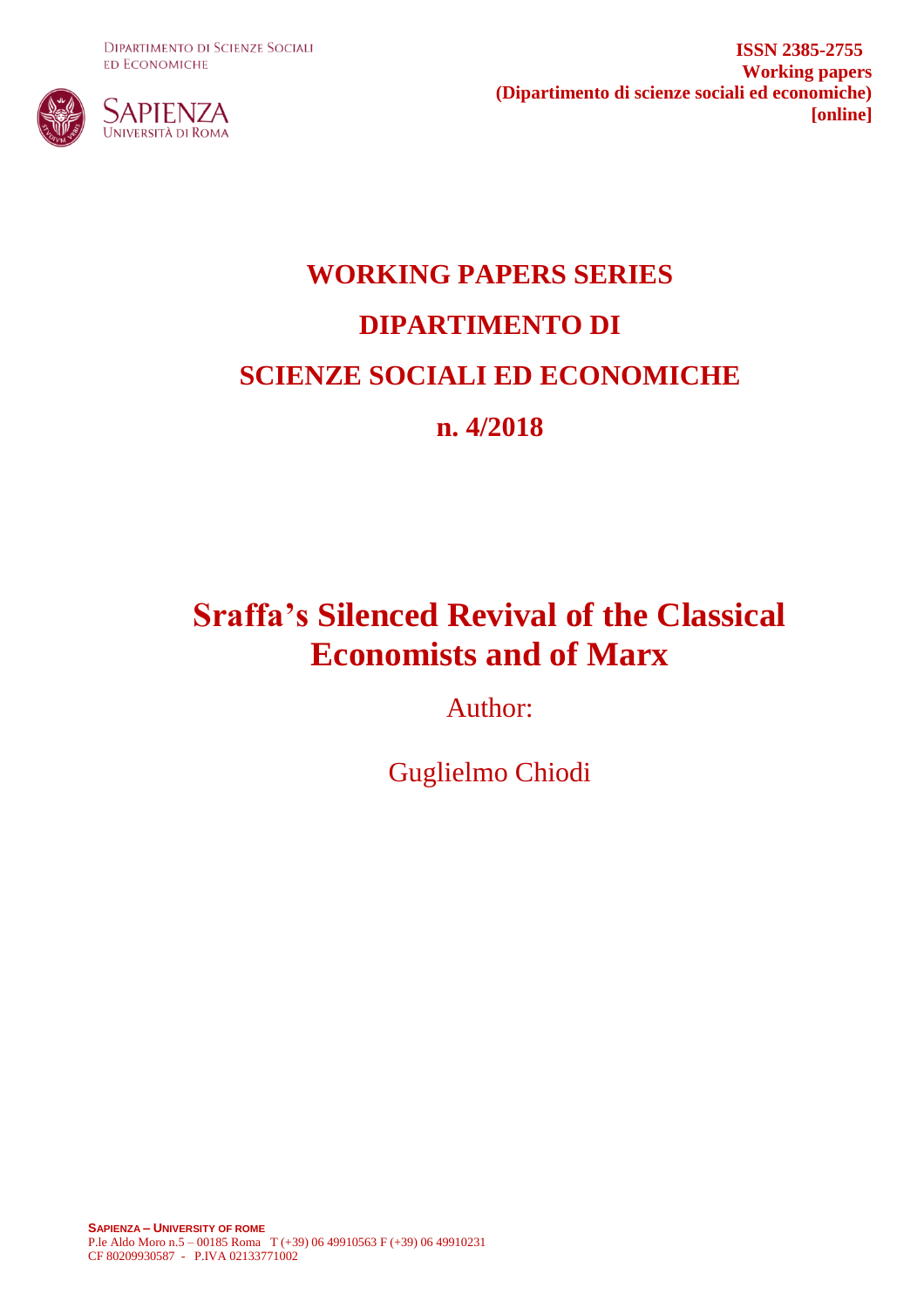Dipartimento di Scienze Sociali ed Economiche

Sapienza Università di Roma

**ISSN 2385-2755**
**Working papers**
**(Dipartimento di scienze sociali ed economiche)**
**[online]**

# WORKING PAPERS SERIES

# DIPARTIMENTO DI SCIENZE SOCIALI ED ECONOMICHE

# n. 4/2018

# Sraffa's Silenced Revival of the Classical Economists and of Marx

Author:

Guglielmo Chiodi

**Sapienza – University of Rome**
P.le Aldo Moro n.5 – 00185 Roma T (+39) 06 49910563 F (+39) 06 49910231
CF 80209930587 - P.IVA 02133771002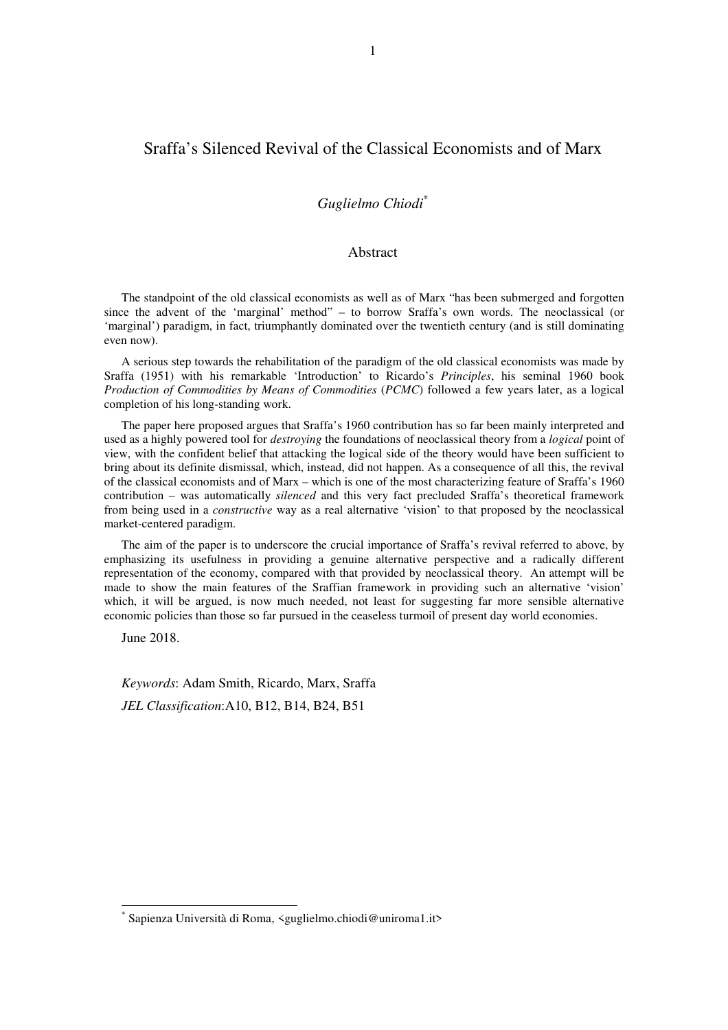# Sraffa's Silenced Revival of the Classical Economists and of Marx

*Guglielmo Chiodi*[*]

## Abstract

The standpoint of the old classical economists as well as of Marx "has been submerged and forgotten since the advent of the 'marginal' method" – to borrow Sraffa's own words. The neoclassical (or 'marginal') paradigm, in fact, triumphantly dominated over the twentieth century (and is still dominating even now).

A serious step towards the rehabilitation of the paradigm of the old classical economists was made by Sraffa (1951) with his remarkable 'Introduction' to Ricardo's *Principles*, his seminal 1960 book *Production of Commodities by Means of Commodities* (*PCMC*) followed a few years later, as a logical completion of his long-standing work.

The paper here proposed argues that Sraffa's 1960 contribution has so far been mainly interpreted and used as a highly powered tool for *destroying* the foundations of neoclassical theory from a *logical* point of view, with the confident belief that attacking the logical side of the theory would have been sufficient to bring about its definite dismissal, which, instead, did not happen. As a consequence of all this, the revival of the classical economists and of Marx – which is one of the most characterizing feature of Sraffa's 1960 contribution – was automatically *silenced* and this very fact precluded Sraffa's theoretical framework from being used in a *constructive* way as a real alternative 'vision' to that proposed by the neoclassical market-centered paradigm.

The aim of the paper is to underscore the crucial importance of Sraffa's revival referred to above, by emphasizing its usefulness in providing a genuine alternative perspective and a radically different representation of the economy, compared with that provided by neoclassical theory. An attempt will be made to show the main features of the Sraffian framework in providing such an alternative 'vision' which, it will be argued, is now much needed, not least for suggesting far more sensible alternative economic policies than those so far pursued in the ceaseless turmoil of present day world economies.

June 2018.

*Keywords*: Adam Smith, Ricardo, Marx, Sraffa

*JEL Classification*: A10, B12, B14, B24, B51

---

[*] Sapienza Università di Roma, <guglielmo.chiodi@uniroma1.it>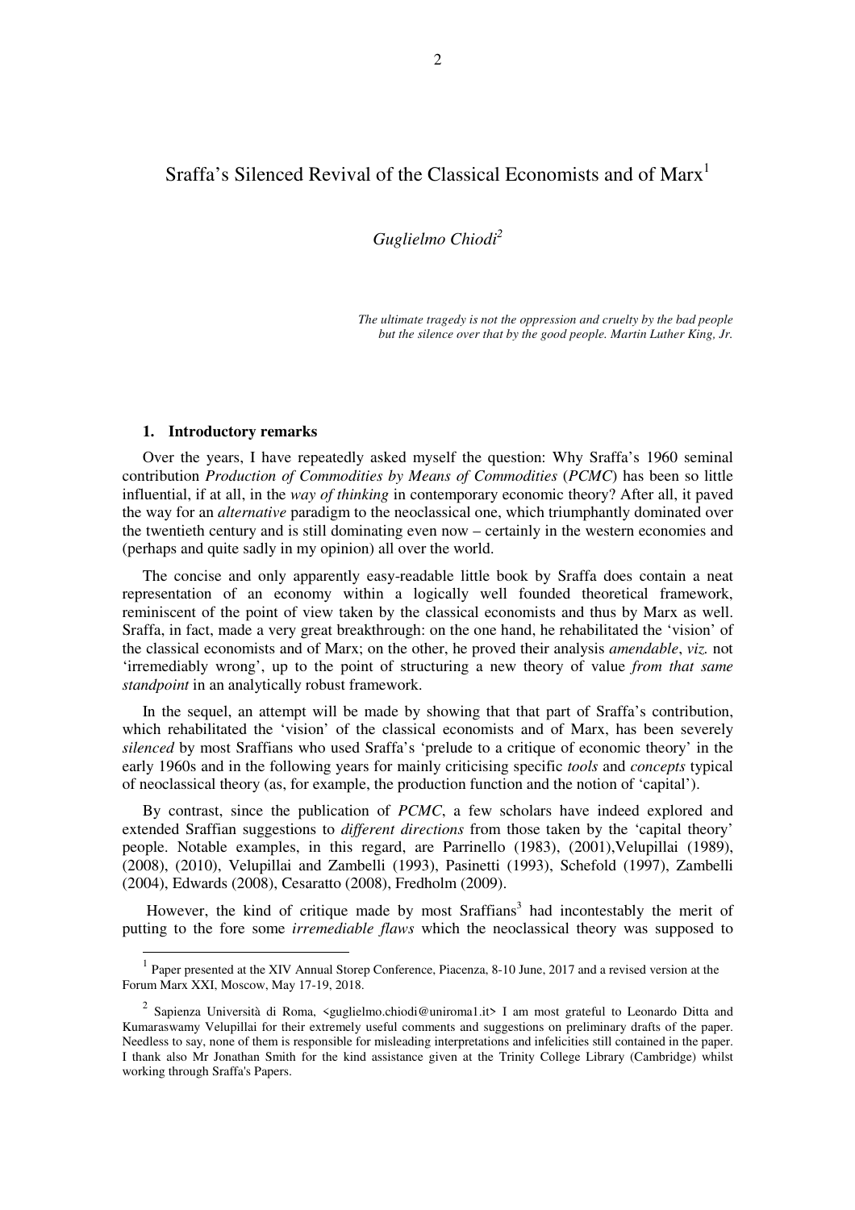# Sraffa's Silenced Revival of the Classical Economists and of Marx[1]

*Guglielmo Chiodi[2]*

*The ultimate tragedy is not the oppression and cruelty by the bad people but the silence over that by the good people. Martin Luther King, Jr.*

## 1. Introductory remarks

Over the years, I have repeatedly asked myself the question: Why Sraffa's 1960 seminal contribution *Production of Commodities by Means of Commodities* (*PCMC*) has been so little influential, if at all, in the *way of thinking* in contemporary economic theory? After all, it paved the way for an *alternative* paradigm to the neoclassical one, which triumphantly dominated over the twentieth century and is still dominating even now – certainly in the western economies and (perhaps and quite sadly in my opinion) all over the world.

The concise and only apparently easy-readable little book by Sraffa does contain a neat representation of an economy within a logically well founded theoretical framework, reminiscent of the point of view taken by the classical economists and thus by Marx as well. Sraffa, in fact, made a very great breakthrough: on the one hand, he rehabilitated the 'vision' of the classical economists and of Marx; on the other, he proved their analysis *amendable*, *viz.* not 'irremediably wrong', up to the point of structuring a new theory of value *from that same standpoint* in an analytically robust framework.

In the sequel, an attempt will be made by showing that that part of Sraffa's contribution, which rehabilitated the 'vision' of the classical economists and of Marx, has been severely *silenced* by most Sraffians who used Sraffa's 'prelude to a critique of economic theory' in the early 1960s and in the following years for mainly criticising specific *tools* and *concepts* typical of neoclassical theory (as, for example, the production function and the notion of 'capital').

By contrast, since the publication of *PCMC*, a few scholars have indeed explored and extended Sraffian suggestions to *different directions* from those taken by the 'capital theory' people. Notable examples, in this regard, are Parrinello (1983), (2001),Velupillai (1989), (2008), (2010), Velupillai and Zambelli (1993), Pasinetti (1993), Schefold (1997), Zambelli (2004), Edwards (2008), Cesaratto (2008), Fredholm (2009).

However, the kind of critique made by most Sraffians[3] had incontestably the merit of putting to the fore some *irremediable flaws* which the neoclassical theory was supposed to

[1] Paper presented at the XIV Annual Storep Conference, Piacenza, 8-10 June, 2017 and a revised version at the Forum Marx XXI, Moscow, May 17-19, 2018.

[2] Sapienza Università di Roma, <guglielmo.chiodi@uniroma1.it> I am most grateful to Leonardo Ditta and Kumaraswamy Velupillai for their extremely useful comments and suggestions on preliminary drafts of the paper. Needless to say, none of them is responsible for misleading interpretations and infelicities still contained in the paper. I thank also Mr Jonathan Smith for the kind assistance given at the Trinity College Library (Cambridge) whilst working through Sraffa's Papers.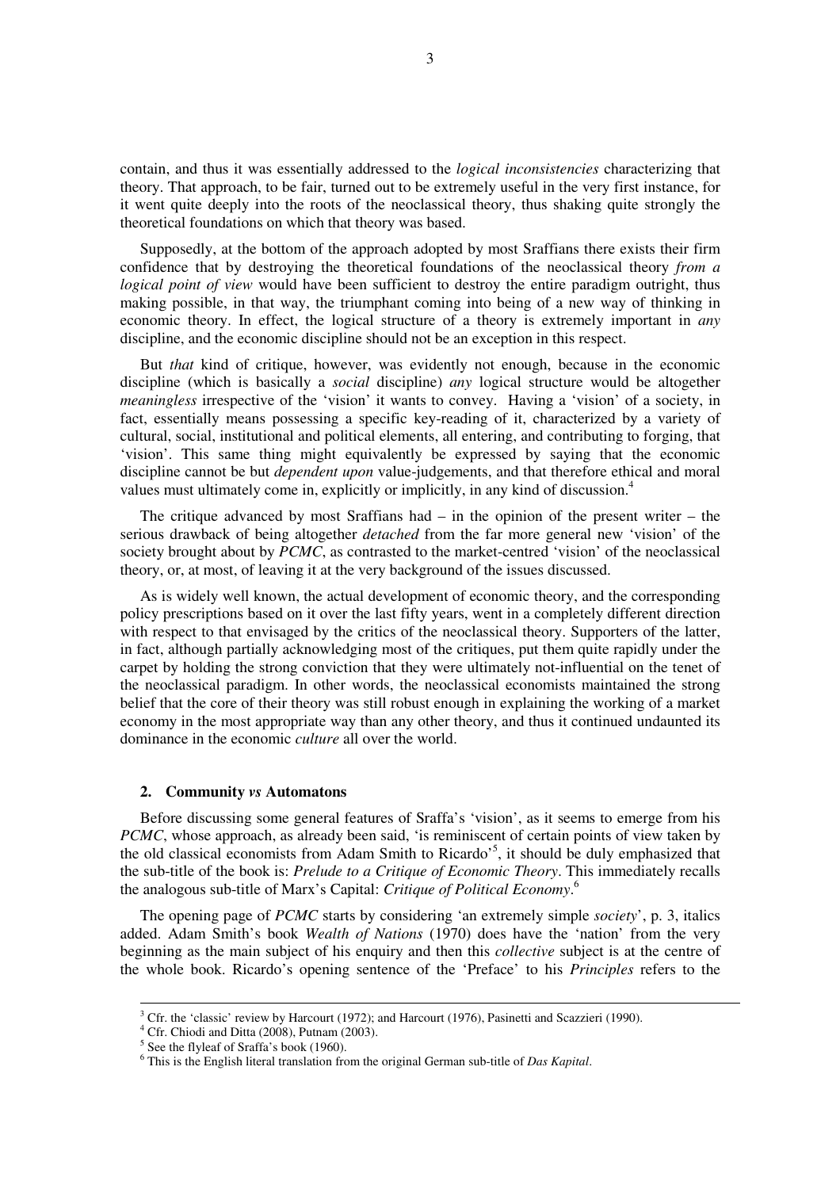contain, and thus it was essentially addressed to the *logical inconsistencies* characterizing that theory. That approach, to be fair, turned out to be extremely useful in the very first instance, for it went quite deeply into the roots of the neoclassical theory, thus shaking quite strongly the theoretical foundations on which that theory was based.

Supposedly, at the bottom of the approach adopted by most Sraffians there exists their firm confidence that by destroying the theoretical foundations of the neoclassical theory *from a logical point of view* would have been sufficient to destroy the entire paradigm outright, thus making possible, in that way, the triumphant coming into being of a new way of thinking in economic theory. In effect, the logical structure of a theory is extremely important in *any* discipline, and the economic discipline should not be an exception in this respect.

But *that* kind of critique, however, was evidently not enough, because in the economic discipline (which is basically a *social* discipline) *any* logical structure would be altogether *meaningless* irrespective of the 'vision' it wants to convey. Having a 'vision' of a society, in fact, essentially means possessing a specific key-reading of it, characterized by a variety of cultural, social, institutional and political elements, all entering, and contributing to forging, that 'vision'. This same thing might equivalently be expressed by saying that the economic discipline cannot be but *dependent upon* value-judgements, and that therefore ethical and moral values must ultimately come in, explicitly or implicitly, in any kind of discussion.[4]

The critique advanced by most Sraffians had – in the opinion of the present writer – the serious drawback of being altogether *detached* from the far more general new 'vision' of the society brought about by *PCMC*, as contrasted to the market-centred 'vision' of the neoclassical theory, or, at most, of leaving it at the very background of the issues discussed.

As is widely well known, the actual development of economic theory, and the corresponding policy prescriptions based on it over the last fifty years, went in a completely different direction with respect to that envisaged by the critics of the neoclassical theory. Supporters of the latter, in fact, although partially acknowledging most of the critiques, put them quite rapidly under the carpet by holding the strong conviction that they were ultimately not-influential on the tenet of the neoclassical paradigm. In other words, the neoclassical economists maintained the strong belief that the core of their theory was still robust enough in explaining the working of a market economy in the most appropriate way than any other theory, and thus it continued undaunted its dominance in the economic *culture* all over the world.

## 2. Community *vs* Automatons

Before discussing some general features of Sraffa's 'vision', as it seems to emerge from his *PCMC*, whose approach, as already been said, 'is reminiscent of certain points of view taken by the old classical economists from Adam Smith to Ricardo'[5], it should be duly emphasized that the sub-title of the book is: *Prelude to a Critique of Economic Theory*. This immediately recalls the analogous sub-title of Marx's Capital: *Critique of Political Economy*.[6]

The opening page of *PCMC* starts by considering 'an extremely simple *society*', p. 3, italics added. Adam Smith's book *Wealth of Nations* (1970) does have the 'nation' from the very beginning as the main subject of his enquiry and then this *collective* subject is at the centre of the whole book. Ricardo's opening sentence of the 'Preface' to his *Principles* refers to the

---

[3] Cfr. the 'classic' review by Harcourt (1972); and Harcourt (1976), Pasinetti and Scazzieri (1990).

[4] Cfr. Chiodi and Ditta (2008), Putnam (2003).

[5] See the flyleaf of Sraffa's book (1960).

[6] This is the English literal translation from the original German sub-title of *Das Kapital*.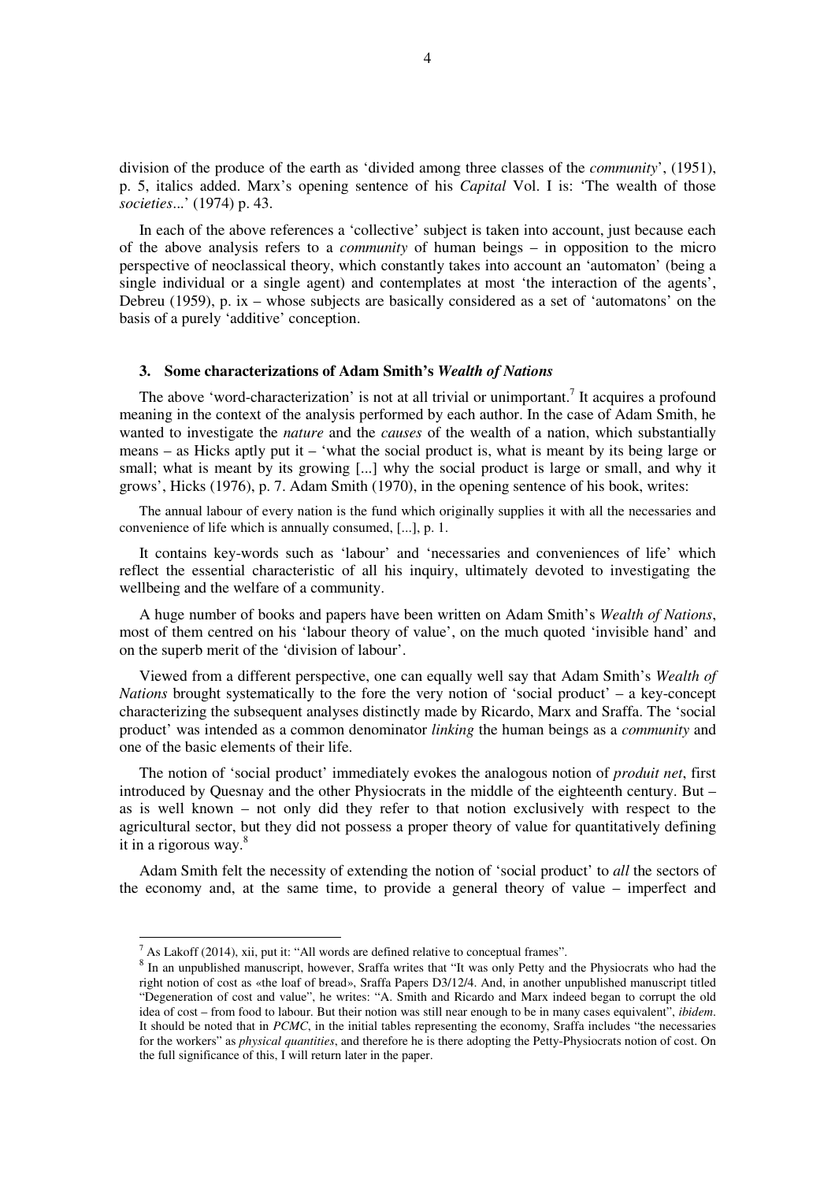division of the produce of the earth as 'divided among three classes of the *community*', (1951), p. 5, italics added. Marx's opening sentence of his *Capital* Vol. I is: 'The wealth of those *societies*...' (1974) p. 43.

In each of the above references a 'collective' subject is taken into account, just because each of the above analysis refers to a *community* of human beings – in opposition to the micro perspective of neoclassical theory, which constantly takes into account an 'automaton' (being a single individual or a single agent) and contemplates at most 'the interaction of the agents', Debreu (1959), p. ix – whose subjects are basically considered as a set of 'automatons' on the basis of a purely 'additive' conception.

### 3. Some characterizations of Adam Smith's *Wealth of Nations*

The above 'word-characterization' is not at all trivial or unimportant.[7] It acquires a profound meaning in the context of the analysis performed by each author. In the case of Adam Smith, he wanted to investigate the *nature* and the *causes* of the wealth of a nation, which substantially means – as Hicks aptly put it – 'what the social product is, what is meant by its being large or small; what is meant by its growing [...] why the social product is large or small, and why it grows', Hicks (1976), p. 7. Adam Smith (1970), in the opening sentence of his book, writes:

> The annual labour of every nation is the fund which originally supplies it with all the necessaries and convenience of life which is annually consumed, [...], p. 1.

It contains key-words such as 'labour' and 'necessaries and conveniences of life' which reflect the essential characteristic of all his inquiry, ultimately devoted to investigating the wellbeing and the welfare of a community.

A huge number of books and papers have been written on Adam Smith's *Wealth of Nations*, most of them centred on his 'labour theory of value', on the much quoted 'invisible hand' and on the superb merit of the 'division of labour'.

Viewed from a different perspective, one can equally well say that Adam Smith's *Wealth of Nations* brought systematically to the fore the very notion of 'social product' – a key-concept characterizing the subsequent analyses distinctly made by Ricardo, Marx and Sraffa. The 'social product' was intended as a common denominator *linking* the human beings as a *community* and one of the basic elements of their life.

The notion of 'social product' immediately evokes the analogous notion of *produit net*, first introduced by Quesnay and the other Physiocrats in the middle of the eighteenth century. But – as is well known – not only did they refer to that notion exclusively with respect to the agricultural sector, but they did not possess a proper theory of value for quantitatively defining it in a rigorous way.[8]

Adam Smith felt the necessity of extending the notion of 'social product' to *all* the sectors of the economy and, at the same time, to provide a general theory of value – imperfect and

---

[7] As Lakoff (2014), xii, put it: "All words are defined relative to conceptual frames".

[8] In an unpublished manuscript, however, Sraffa writes that "It was only Petty and the Physiocrats who had the right notion of cost as «the loaf of bread», Sraffa Papers D3/12/4. And, in another unpublished manuscript titled "Degeneration of cost and value", he writes: "A. Smith and Ricardo and Marx indeed began to corrupt the old idea of cost – from food to labour. But their notion was still near enough to be in many cases equivalent", *ibidem*. It should be noted that in *PCMC*, in the initial tables representing the economy, Sraffa includes "the necessaries for the workers" as *physical quantities*, and therefore he is there adopting the Petty-Physiocrats notion of cost. On the full significance of this, I will return later in the paper.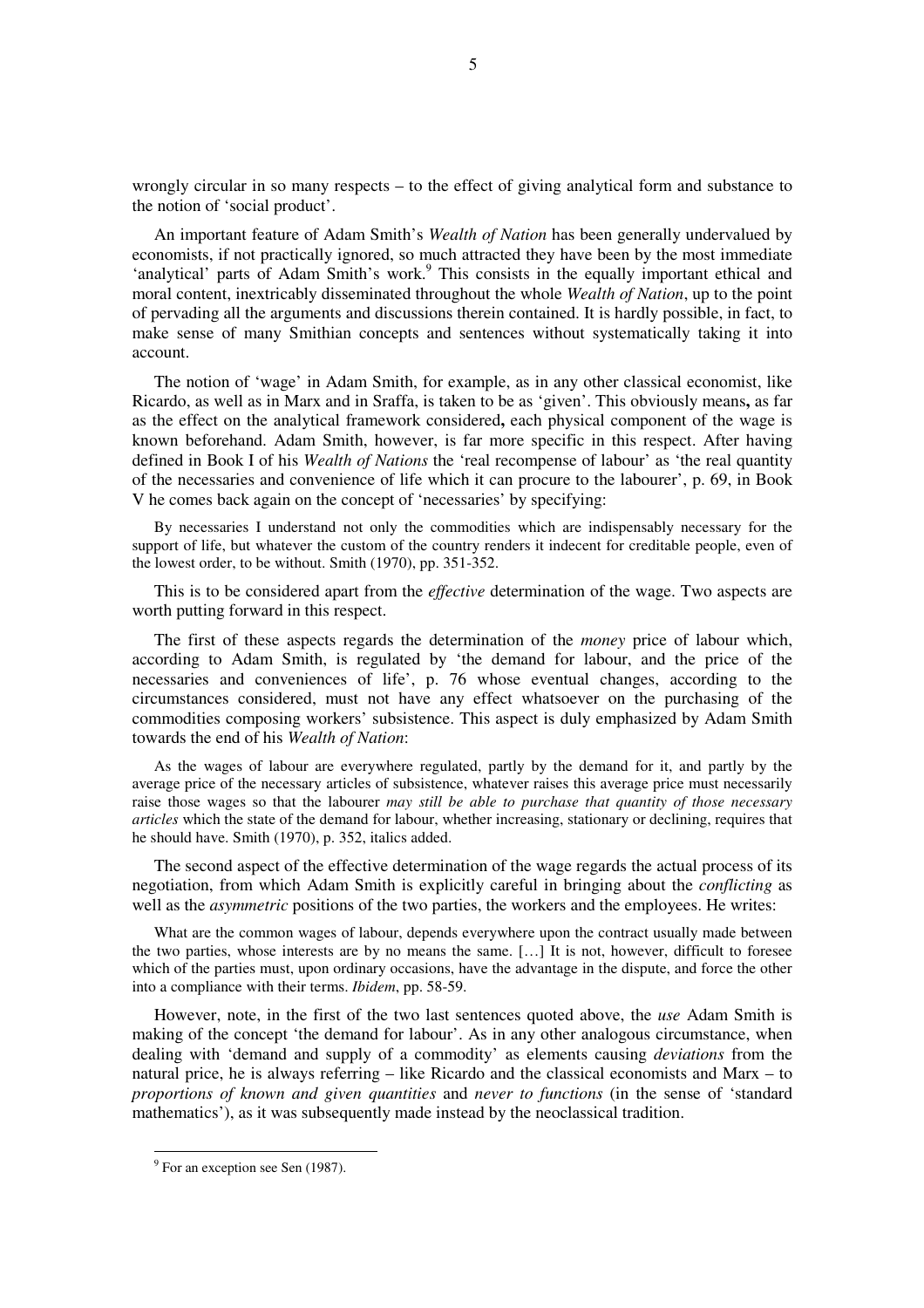wrongly circular in so many respects – to the effect of giving analytical form and substance to the notion of 'social product'.

An important feature of Adam Smith's *Wealth of Nation* has been generally undervalued by economists, if not practically ignored, so much attracted they have been by the most immediate 'analytical' parts of Adam Smith's work.[9] This consists in the equally important ethical and moral content, inextricably disseminated throughout the whole *Wealth of Nation*, up to the point of pervading all the arguments and discussions therein contained. It is hardly possible, in fact, to make sense of many Smithian concepts and sentences without systematically taking it into account.

The notion of 'wage' in Adam Smith, for example, as in any other classical economist, like Ricardo, as well as in Marx and in Sraffa, is taken to be as 'given'. This obviously means**,** as far as the effect on the analytical framework considered**,** each physical component of the wage is known beforehand. Adam Smith, however, is far more specific in this respect. After having defined in Book I of his *Wealth of Nations* the 'real recompense of labour' as 'the real quantity of the necessaries and convenience of life which it can procure to the labourer', p. 69, in Book V he comes back again on the concept of 'necessaries' by specifying:

> By necessaries I understand not only the commodities which are indispensably necessary for the support of life, but whatever the custom of the country renders it indecent for creditable people, even of the lowest order, to be without. Smith (1970), pp. 351-352.

This is to be considered apart from the *effective* determination of the wage. Two aspects are worth putting forward in this respect.

The first of these aspects regards the determination of the *money* price of labour which, according to Adam Smith, is regulated by 'the demand for labour, and the price of the necessaries and conveniences of life', p. 76 whose eventual changes, according to the circumstances considered, must not have any effect whatsoever on the purchasing of the commodities composing workers' subsistence. This aspect is duly emphasized by Adam Smith towards the end of his *Wealth of Nation*:

> As the wages of labour are everywhere regulated, partly by the demand for it, and partly by the average price of the necessary articles of subsistence, whatever raises this average price must necessarily raise those wages so that the labourer *may still be able to purchase that quantity of those necessary articles* which the state of the demand for labour, whether increasing, stationary or declining, requires that he should have. Smith (1970), p. 352, italics added.

The second aspect of the effective determination of the wage regards the actual process of its negotiation, from which Adam Smith is explicitly careful in bringing about the *conflicting* as well as the *asymmetric* positions of the two parties, the workers and the employees. He writes:

> What are the common wages of labour, depends everywhere upon the contract usually made between the two parties, whose interests are by no means the same. […] It is not, however, difficult to foresee which of the parties must, upon ordinary occasions, have the advantage in the dispute, and force the other into a compliance with their terms. *Ibidem*, pp. 58-59.

However, note, in the first of the two last sentences quoted above, the *use* Adam Smith is making of the concept 'the demand for labour'. As in any other analogous circumstance, when dealing with 'demand and supply of a commodity' as elements causing *deviations* from the natural price, he is always referring – like Ricardo and the classical economists and Marx – to *proportions of known and given quantities* and *never to functions* (in the sense of 'standard mathematics'), as it was subsequently made instead by the neoclassical tradition.

---

[9] For an exception see Sen (1987).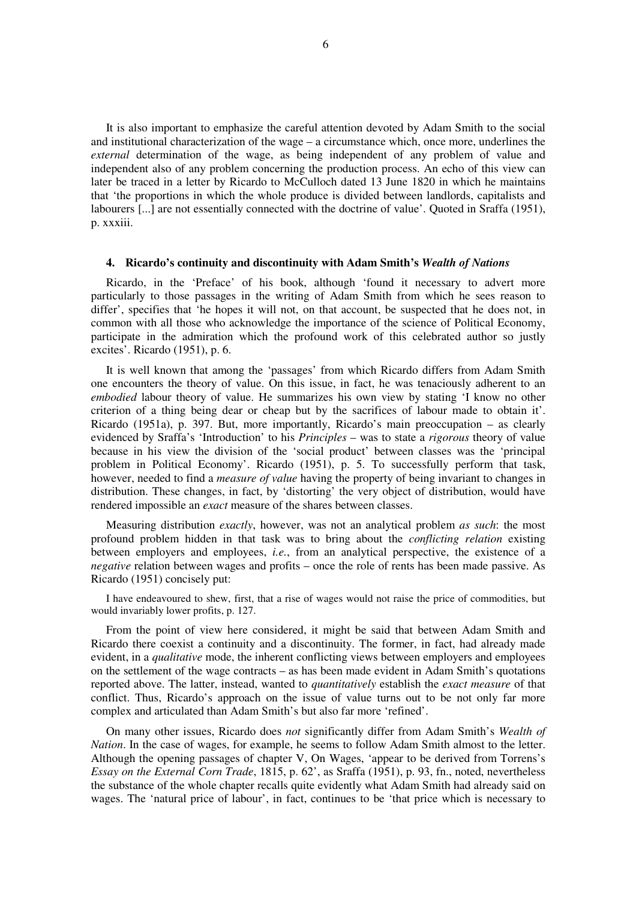It is also important to emphasize the careful attention devoted by Adam Smith to the social and institutional characterization of the wage – a circumstance which, once more, underlines the *external* determination of the wage, as being independent of any problem of value and independent also of any problem concerning the production process. An echo of this view can later be traced in a letter by Ricardo to McCulloch dated 13 June 1820 in which he maintains that 'the proportions in which the whole produce is divided between landlords, capitalists and labourers [...] are not essentially connected with the doctrine of value'. Quoted in Sraffa (1951), p. xxxiii.

#### 4. Ricardo's continuity and discontinuity with Adam Smith's *Wealth of Nations*

Ricardo, in the 'Preface' of his book, although 'found it necessary to advert more particularly to those passages in the writing of Adam Smith from which he sees reason to differ', specifies that 'he hopes it will not, on that account, be suspected that he does not, in common with all those who acknowledge the importance of the science of Political Economy, participate in the admiration which the profound work of this celebrated author so justly excites'. Ricardo (1951), p. 6.

It is well known that among the 'passages' from which Ricardo differs from Adam Smith one encounters the theory of value. On this issue, in fact, he was tenaciously adherent to an *embodied* labour theory of value. He summarizes his own view by stating 'I know no other criterion of a thing being dear or cheap but by the sacrifices of labour made to obtain it'. Ricardo (1951a), p. 397. But, more importantly, Ricardo's main preoccupation – as clearly evidenced by Sraffa's 'Introduction' to his *Principles* – was to state a *rigorous* theory of value because in his view the division of the 'social product' between classes was the 'principal problem in Political Economy'. Ricardo (1951), p. 5. To successfully perform that task, however, needed to find a *measure of value* having the property of being invariant to changes in distribution. These changes, in fact, by 'distorting' the very object of distribution, would have rendered impossible an *exact* measure of the shares between classes.

Measuring distribution *exactly*, however, was not an analytical problem *as such*: the most profound problem hidden in that task was to bring about the *conflicting relation* existing between employers and employees, *i.e.*, from an analytical perspective, the existence of a *negative* relation between wages and profits – once the role of rents has been made passive. As Ricardo (1951) concisely put:

> I have endeavoured to shew, first, that a rise of wages would not raise the price of commodities, but would invariably lower profits, p. 127.

From the point of view here considered, it might be said that between Adam Smith and Ricardo there coexist a continuity and a discontinuity. The former, in fact, had already made evident, in a *qualitative* mode, the inherent conflicting views between employers and employees on the settlement of the wage contracts – as has been made evident in Adam Smith's quotations reported above. The latter, instead, wanted to *quantitatively* establish the *exact measure* of that conflict. Thus, Ricardo's approach on the issue of value turns out to be not only far more complex and articulated than Adam Smith's but also far more 'refined'.

On many other issues, Ricardo does *not* significantly differ from Adam Smith's *Wealth of Nation*. In the case of wages, for example, he seems to follow Adam Smith almost to the letter. Although the opening passages of chapter V, On Wages, 'appear to be derived from Torrens's *Essay on the External Corn Trade*, 1815, p. 62', as Sraffa (1951), p. 93, fn., noted, nevertheless the substance of the whole chapter recalls quite evidently what Adam Smith had already said on wages. The 'natural price of labour', in fact, continues to be 'that price which is necessary to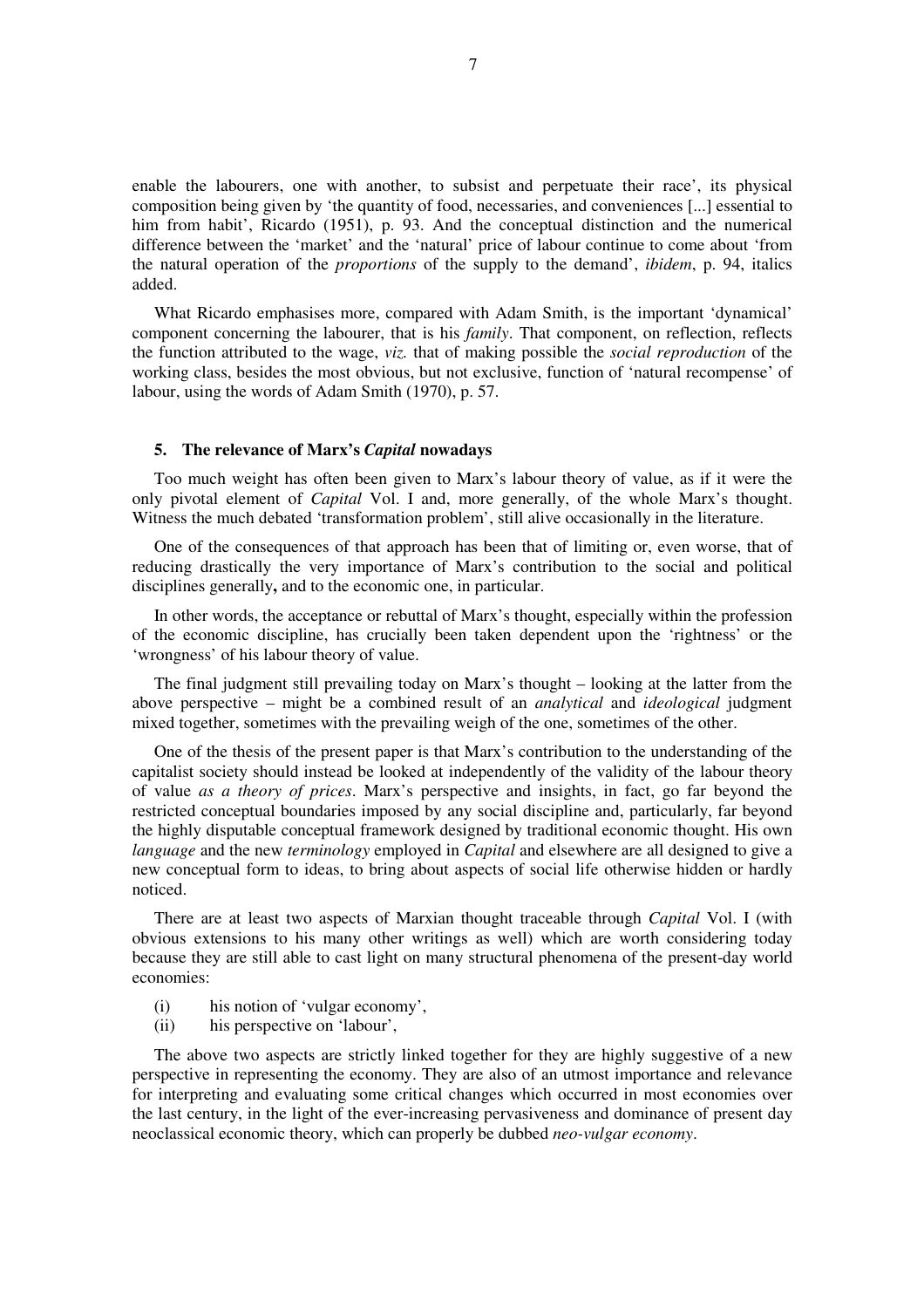enable the labourers, one with another, to subsist and perpetuate their race', its physical composition being given by 'the quantity of food, necessaries, and conveniences [...] essential to him from habit', Ricardo (1951), p. 93. And the conceptual distinction and the numerical difference between the 'market' and the 'natural' price of labour continue to come about 'from the natural operation of the *proportions* of the supply to the demand', *ibidem*, p. 94, italics added.

What Ricardo emphasises more, compared with Adam Smith, is the important 'dynamical' component concerning the labourer, that is his *family*. That component, on reflection, reflects the function attributed to the wage, *viz.* that of making possible the *social reproduction* of the working class, besides the most obvious, but not exclusive, function of 'natural recompense' of labour, using the words of Adam Smith (1970), p. 57.

## 5. The relevance of Marx's *Capital* nowadays

Too much weight has often been given to Marx's labour theory of value, as if it were the only pivotal element of *Capital* Vol. I and, more generally, of the whole Marx's thought. Witness the much debated 'transformation problem', still alive occasionally in the literature.

One of the consequences of that approach has been that of limiting or, even worse, that of reducing drastically the very importance of Marx's contribution to the social and political disciplines generally**,** and to the economic one, in particular.

In other words, the acceptance or rebuttal of Marx's thought, especially within the profession of the economic discipline, has crucially been taken dependent upon the 'rightness' or the 'wrongness' of his labour theory of value.

The final judgment still prevailing today on Marx's thought – looking at the latter from the above perspective – might be a combined result of an *analytical* and *ideological* judgment mixed together, sometimes with the prevailing weigh of the one, sometimes of the other.

One of the thesis of the present paper is that Marx's contribution to the understanding of the capitalist society should instead be looked at independently of the validity of the labour theory of value *as a theory of prices*. Marx's perspective and insights, in fact, go far beyond the restricted conceptual boundaries imposed by any social discipline and, particularly, far beyond the highly disputable conceptual framework designed by traditional economic thought. His own *language* and the new *terminology* employed in *Capital* and elsewhere are all designed to give a new conceptual form to ideas, to bring about aspects of social life otherwise hidden or hardly noticed.

There are at least two aspects of Marxian thought traceable through *Capital* Vol. I (with obvious extensions to his many other writings as well) which are worth considering today because they are still able to cast light on many structural phenomena of the present-day world economies:

(i) his notion of 'vulgar economy',
(ii) his perspective on 'labour',

The above two aspects are strictly linked together for they are highly suggestive of a new perspective in representing the economy. They are also of an utmost importance and relevance for interpreting and evaluating some critical changes which occurred in most economies over the last century, in the light of the ever-increasing pervasiveness and dominance of present day neoclassical economic theory, which can properly be dubbed *neo-vulgar economy*.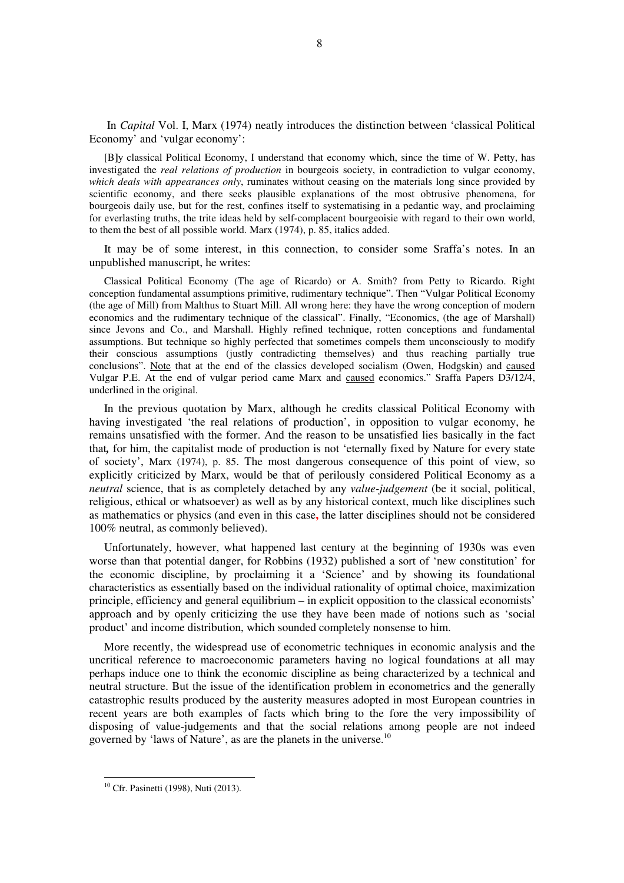In *Capital* Vol. I, Marx (1974) neatly introduces the distinction between 'classical Political Economy' and 'vulgar economy':

> [B]y classical Political Economy, I understand that economy which, since the time of W. Petty, has investigated the *real relations of production* in bourgeois society, in contradiction to vulgar economy, *which deals with appearances only*, ruminates without ceasing on the materials long since provided by scientific economy, and there seeks plausible explanations of the most obtrusive phenomena, for bourgeois daily use, but for the rest, confines itself to systematising in a pedantic way, and proclaiming for everlasting truths, the trite ideas held by self-complacent bourgeoisie with regard to their own world, to them the best of all possible world. Marx (1974), p. 85, italics added.

It may be of some interest, in this connection, to consider some Sraffa's notes. In an unpublished manuscript, he writes:

> Classical Political Economy (The age of Ricardo) or A. Smith? from Petty to Ricardo. Right conception fundamental assumptions primitive, rudimentary technique". Then "Vulgar Political Economy (the age of Mill) from Malthus to Stuart Mill. All wrong here: they have the wrong conception of modern economics and the rudimentary technique of the classical". Finally, "Economics, (the age of Marshall) since Jevons and Co., and Marshall. Highly refined technique, rotten conceptions and fundamental assumptions. But technique so highly perfected that sometimes compels them unconsciously to modify their conscious assumptions (justly contradicting themselves) and thus reaching partially true conclusions". <u>Note</u> that at the end of the classics developed socialism (Owen, Hodgskin) and <u>caused</u> Vulgar P.E. At the end of vulgar period came Marx and <u>caused</u> economics." Sraffa Papers D3/12/4, underlined in the original.

In the previous quotation by Marx, although he credits classical Political Economy with having investigated 'the real relations of production', in opposition to vulgar economy, he remains unsatisfied with the former. And the reason to be unsatisfied lies basically in the fact that***,*** for him, the capitalist mode of production is not 'eternally fixed by Nature for every state of society', Marx (1974), p. 85. The most dangerous consequence of this point of view, so explicitly criticized by Marx, would be that of perilously considered Political Economy as a *neutral* science, that is as completely detached by any *value-judgement* (be it social, political, religious, ethical or whatsoever) as well as by any historical context, much like disciplines such as mathematics or physics (and even in this case, the latter disciplines should not be considered 100% neutral, as commonly believed).

Unfortunately, however, what happened last century at the beginning of 1930s was even worse than that potential danger, for Robbins (1932) published a sort of 'new constitution' for the economic discipline, by proclaiming it a 'Science' and by showing its foundational characteristics as essentially based on the individual rationality of optimal choice, maximization principle, efficiency and general equilibrium – in explicit opposition to the classical economists' approach and by openly criticizing the use they have been made of notions such as 'social product' and income distribution, which sounded completely nonsense to him.

More recently, the widespread use of econometric techniques in economic analysis and the uncritical reference to macroeconomic parameters having no logical foundations at all may perhaps induce one to think the economic discipline as being characterized by a technical and neutral structure. But the issue of the identification problem in econometrics and the generally catastrophic results produced by the austerity measures adopted in most European countries in recent years are both examples of facts which bring to the fore the very impossibility of disposing of value-judgements and that the social relations among people are not indeed governed by 'laws of Nature', as are the planets in the universe.[10]

---

[10] Cfr. Pasinetti (1998), Nuti (2013).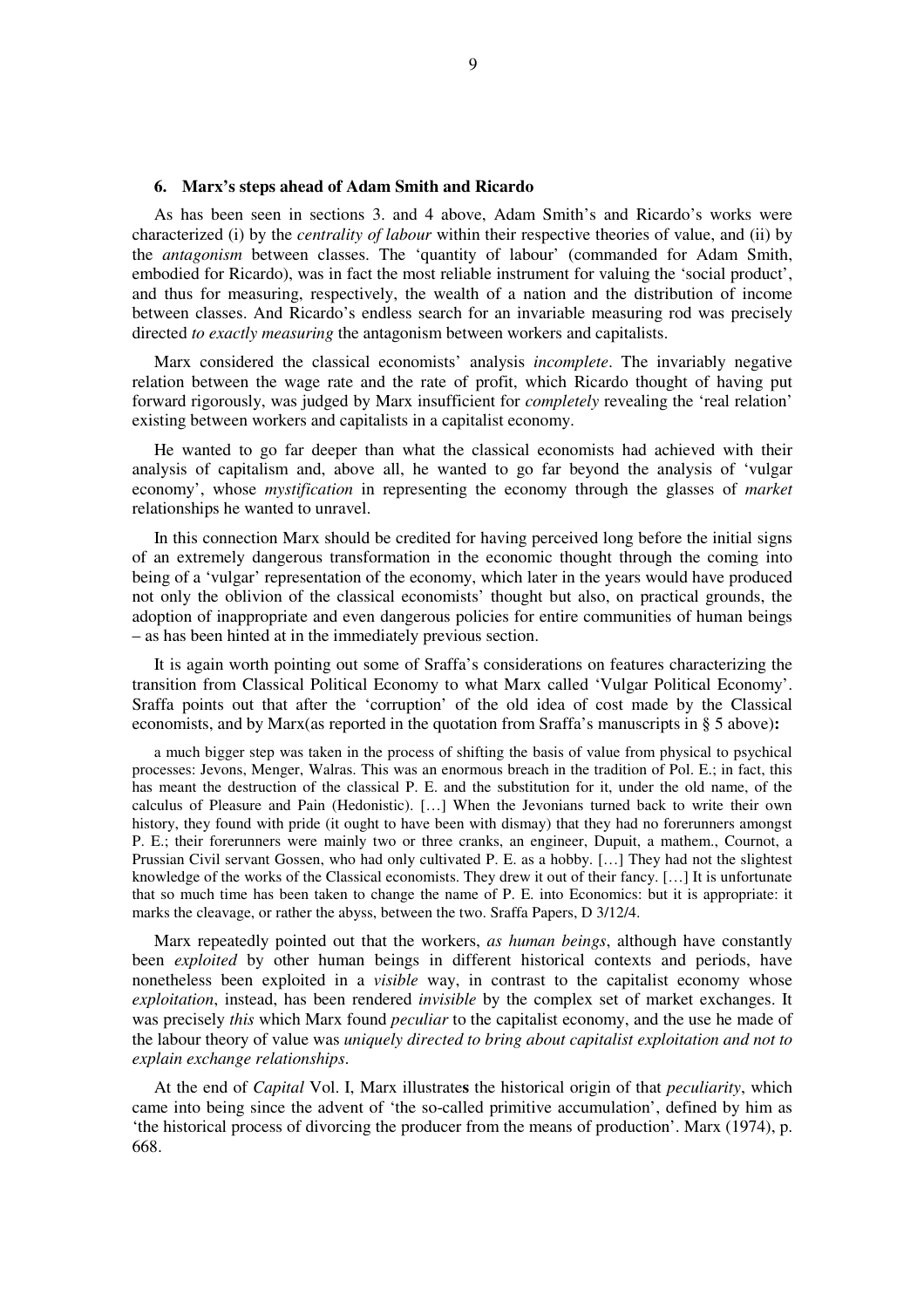### 6. Marx's steps ahead of Adam Smith and Ricardo

As has been seen in sections 3. and 4 above, Adam Smith's and Ricardo's works were characterized (i) by the *centrality of labour* within their respective theories of value, and (ii) by the *antagonism* between classes. The 'quantity of labour' (commanded for Adam Smith, embodied for Ricardo), was in fact the most reliable instrument for valuing the 'social product', and thus for measuring, respectively, the wealth of a nation and the distribution of income between classes. And Ricardo's endless search for an invariable measuring rod was precisely directed *to exactly measuring* the antagonism between workers and capitalists.

Marx considered the classical economists' analysis *incomplete*. The invariably negative relation between the wage rate and the rate of profit, which Ricardo thought of having put forward rigorously, was judged by Marx insufficient for *completely* revealing the 'real relation' existing between workers and capitalists in a capitalist economy.

He wanted to go far deeper than what the classical economists had achieved with their analysis of capitalism and, above all, he wanted to go far beyond the analysis of 'vulgar economy', whose *mystification* in representing the economy through the glasses of *market* relationships he wanted to unravel.

In this connection Marx should be credited for having perceived long before the initial signs of an extremely dangerous transformation in the economic thought through the coming into being of a 'vulgar' representation of the economy, which later in the years would have produced not only the oblivion of the classical economists' thought but also, on practical grounds, the adoption of inappropriate and even dangerous policies for entire communities of human beings – as has been hinted at in the immediately previous section.

It is again worth pointing out some of Sraffa's considerations on features characterizing the transition from Classical Political Economy to what Marx called 'Vulgar Political Economy'. Sraffa points out that after the 'corruption' of the old idea of cost made by the Classical economists, and by Marx(as reported in the quotation from Sraffa's manuscripts in § 5 above)**:**

> a much bigger step was taken in the process of shifting the basis of value from physical to psychical processes: Jevons, Menger, Walras. This was an enormous breach in the tradition of Pol. E.; in fact, this has meant the destruction of the classical P. E. and the substitution for it, under the old name, of the calculus of Pleasure and Pain (Hedonistic). […] When the Jevonians turned back to write their own history, they found with pride (it ought to have been with dismay) that they had no forerunners amongst P. E.; their forerunners were mainly two or three cranks, an engineer, Dupuit, a mathem., Cournot, a Prussian Civil servant Gossen, who had only cultivated P. E. as a hobby. […] They had not the slightest knowledge of the works of the Classical economists. They drew it out of their fancy. […] It is unfortunate that so much time has been taken to change the name of P. E. into Economics: but it is appropriate: it marks the cleavage, or rather the abyss, between the two. Sraffa Papers, D 3/12/4.

Marx repeatedly pointed out that the workers, *as human beings*, although have constantly been *exploited* by other human beings in different historical contexts and periods, have nonetheless been exploited in a *visible* way, in contrast to the capitalist economy whose *exploitation*, instead, has been rendered *invisible* by the complex set of market exchanges. It was precisely *this* which Marx found *peculiar* to the capitalist economy, and the use he made of the labour theory of value was *uniquely directed to bring about capitalist exploitation and not to explain exchange relationships*.

At the end of *Capital* Vol. I, Marx illustrate**s** the historical origin of that *peculiarity*, which came into being since the advent of 'the so-called primitive accumulation', defined by him as 'the historical process of divorcing the producer from the means of production'. Marx (1974), p. 668.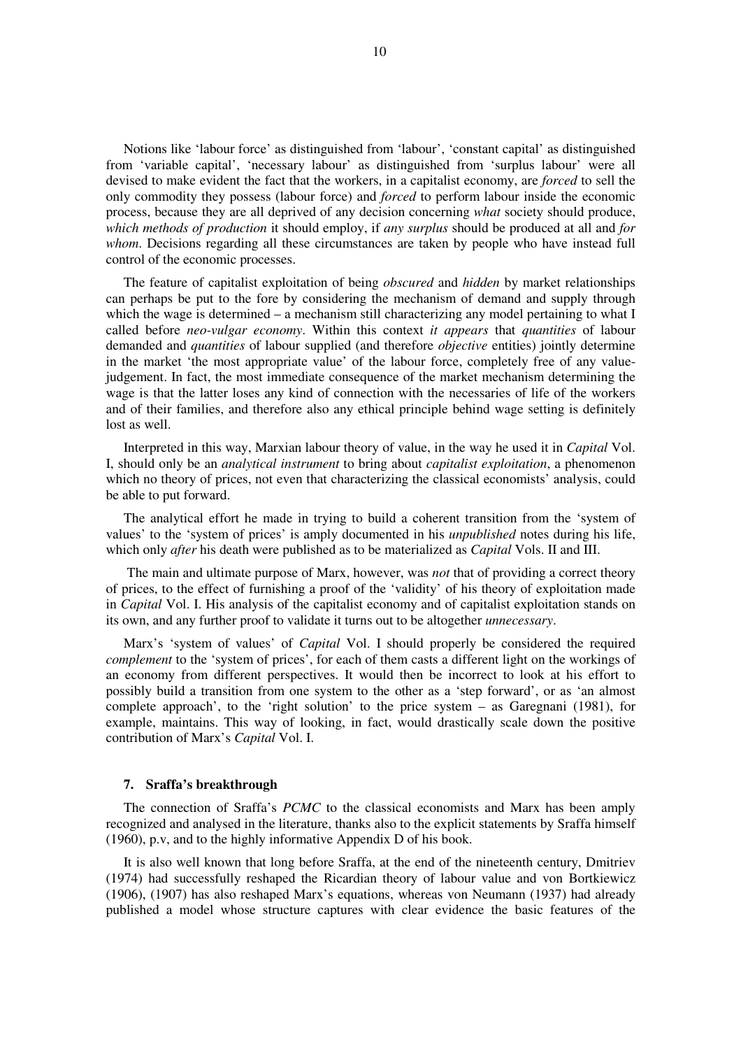Notions like 'labour force' as distinguished from 'labour', 'constant capital' as distinguished from 'variable capital', 'necessary labour' as distinguished from 'surplus labour' were all devised to make evident the fact that the workers, in a capitalist economy, are *forced* to sell the only commodity they possess (labour force) and *forced* to perform labour inside the economic process, because they are all deprived of any decision concerning *what* society should produce, *which methods of production* it should employ, if *any surplus* should be produced at all and *for whom*. Decisions regarding all these circumstances are taken by people who have instead full control of the economic processes.

The feature of capitalist exploitation of being *obscured* and *hidden* by market relationships can perhaps be put to the fore by considering the mechanism of demand and supply through which the wage is determined – a mechanism still characterizing any model pertaining to what I called before *neo-vulgar economy*. Within this context *it appears* that *quantities* of labour demanded and *quantities* of labour supplied (and therefore *objective* entities) jointly determine in the market 'the most appropriate value' of the labour force, completely free of any value-judgement. In fact, the most immediate consequence of the market mechanism determining the wage is that the latter loses any kind of connection with the necessaries of life of the workers and of their families, and therefore also any ethical principle behind wage setting is definitely lost as well.

Interpreted in this way, Marxian labour theory of value, in the way he used it in *Capital* Vol. I, should only be an *analytical instrument* to bring about *capitalist exploitation*, a phenomenon which no theory of prices, not even that characterizing the classical economists' analysis, could be able to put forward.

The analytical effort he made in trying to build a coherent transition from the 'system of values' to the 'system of prices' is amply documented in his *unpublished* notes during his life, which only *after* his death were published as to be materialized as *Capital* Vols. II and III.

The main and ultimate purpose of Marx, however, was *not* that of providing a correct theory of prices, to the effect of furnishing a proof of the 'validity' of his theory of exploitation made in *Capital* Vol. I. His analysis of the capitalist economy and of capitalist exploitation stands on its own, and any further proof to validate it turns out to be altogether *unnecessary*.

Marx's 'system of values' of *Capital* Vol. I should properly be considered the required *complement* to the 'system of prices', for each of them casts a different light on the workings of an economy from different perspectives. It would then be incorrect to look at his effort to possibly build a transition from one system to the other as a 'step forward', or as 'an almost complete approach', to the 'right solution' to the price system – as Garegnani (1981), for example, maintains. This way of looking, in fact, would drastically scale down the positive contribution of Marx's *Capital* Vol. I.

## 7. Sraffa's breakthrough

The connection of Sraffa's *PCMC* to the classical economists and Marx has been amply recognized and analysed in the literature, thanks also to the explicit statements by Sraffa himself (1960), p.v, and to the highly informative Appendix D of his book.

It is also well known that long before Sraffa, at the end of the nineteenth century, Dmitriev (1974) had successfully reshaped the Ricardian theory of labour value and von Bortkiewicz (1906), (1907) has also reshaped Marx's equations, whereas von Neumann (1937) had already published a model whose structure captures with clear evidence the basic features of the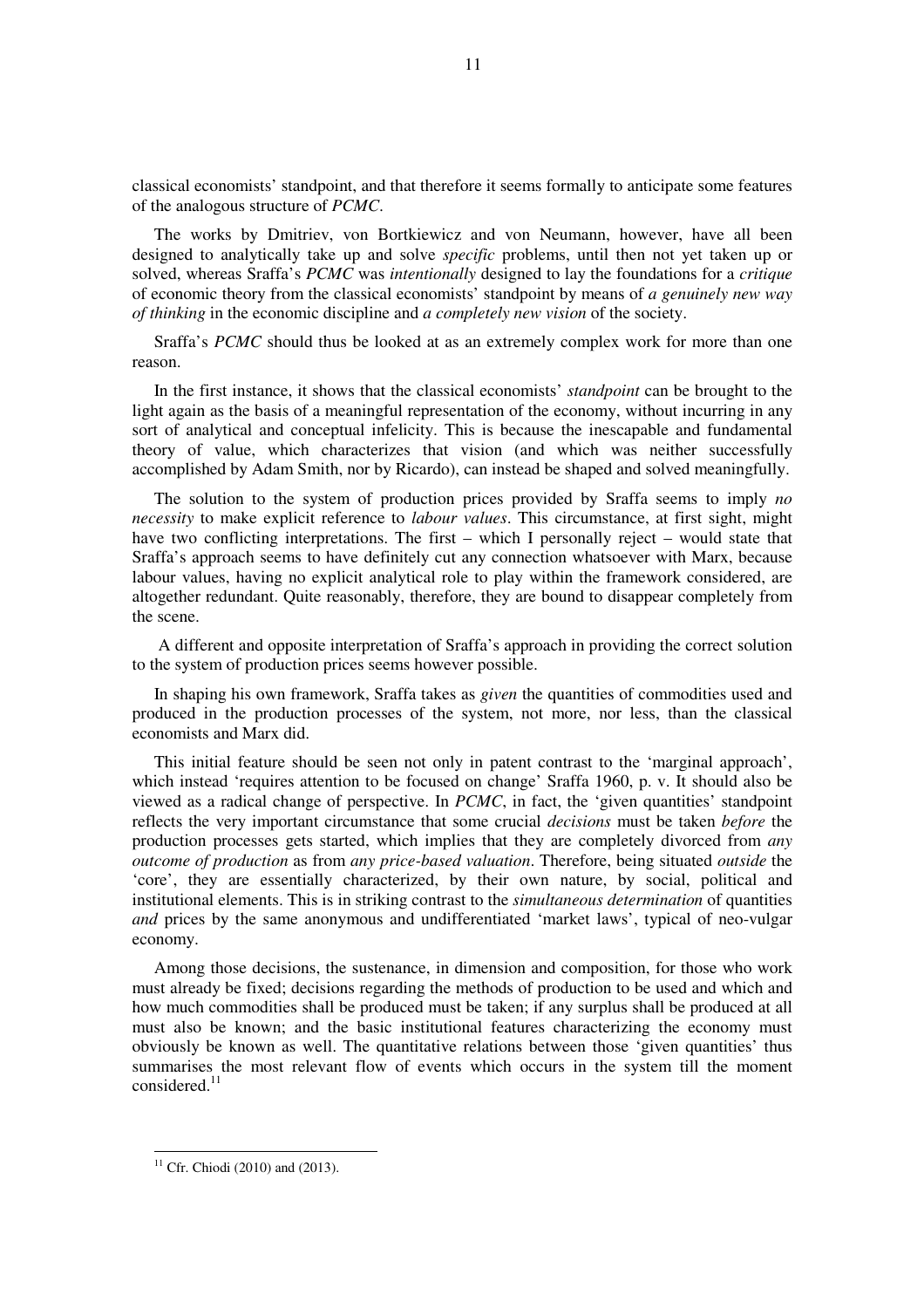classical economists' standpoint, and that therefore it seems formally to anticipate some features of the analogous structure of *PCMC*.

The works by Dmitriev, von Bortkiewicz and von Neumann, however, have all been designed to analytically take up and solve *specific* problems, until then not yet taken up or solved, whereas Sraffa's *PCMC* was *intentionally* designed to lay the foundations for a *critique* of economic theory from the classical economists' standpoint by means of *a genuinely new way of thinking* in the economic discipline and *a completely new vision* of the society.

Sraffa's *PCMC* should thus be looked at as an extremely complex work for more than one reason.

In the first instance, it shows that the classical economists' *standpoint* can be brought to the light again as the basis of a meaningful representation of the economy, without incurring in any sort of analytical and conceptual infelicity. This is because the inescapable and fundamental theory of value, which characterizes that vision (and which was neither successfully accomplished by Adam Smith, nor by Ricardo), can instead be shaped and solved meaningfully.

The solution to the system of production prices provided by Sraffa seems to imply *no necessity* to make explicit reference to *labour values*. This circumstance, at first sight, might have two conflicting interpretations. The first – which I personally reject – would state that Sraffa's approach seems to have definitely cut any connection whatsoever with Marx, because labour values, having no explicit analytical role to play within the framework considered, are altogether redundant. Quite reasonably, therefore, they are bound to disappear completely from the scene.

A different and opposite interpretation of Sraffa's approach in providing the correct solution to the system of production prices seems however possible.

In shaping his own framework, Sraffa takes as *given* the quantities of commodities used and produced in the production processes of the system, not more, nor less, than the classical economists and Marx did.

This initial feature should be seen not only in patent contrast to the 'marginal approach', which instead 'requires attention to be focused on change' Sraffa 1960, p. v. It should also be viewed as a radical change of perspective. In *PCMC*, in fact, the 'given quantities' standpoint reflects the very important circumstance that some crucial *decisions* must be taken *before* the production processes gets started, which implies that they are completely divorced from *any outcome of production* as from *any price-based valuation*. Therefore, being situated *outside* the 'core', they are essentially characterized, by their own nature, by social, political and institutional elements. This is in striking contrast to the *simultaneous determination* of quantities *and* prices by the same anonymous and undifferentiated 'market laws', typical of neo-vulgar economy.

Among those decisions, the sustenance, in dimension and composition, for those who work must already be fixed; decisions regarding the methods of production to be used and which and how much commodities shall be produced must be taken; if any surplus shall be produced at all must also be known; and the basic institutional features characterizing the economy must obviously be known as well. The quantitative relations between those 'given quantities' thus summarises the most relevant flow of events which occurs in the system till the moment considered.[11]

---

[11] Cfr. Chiodi (2010) and (2013).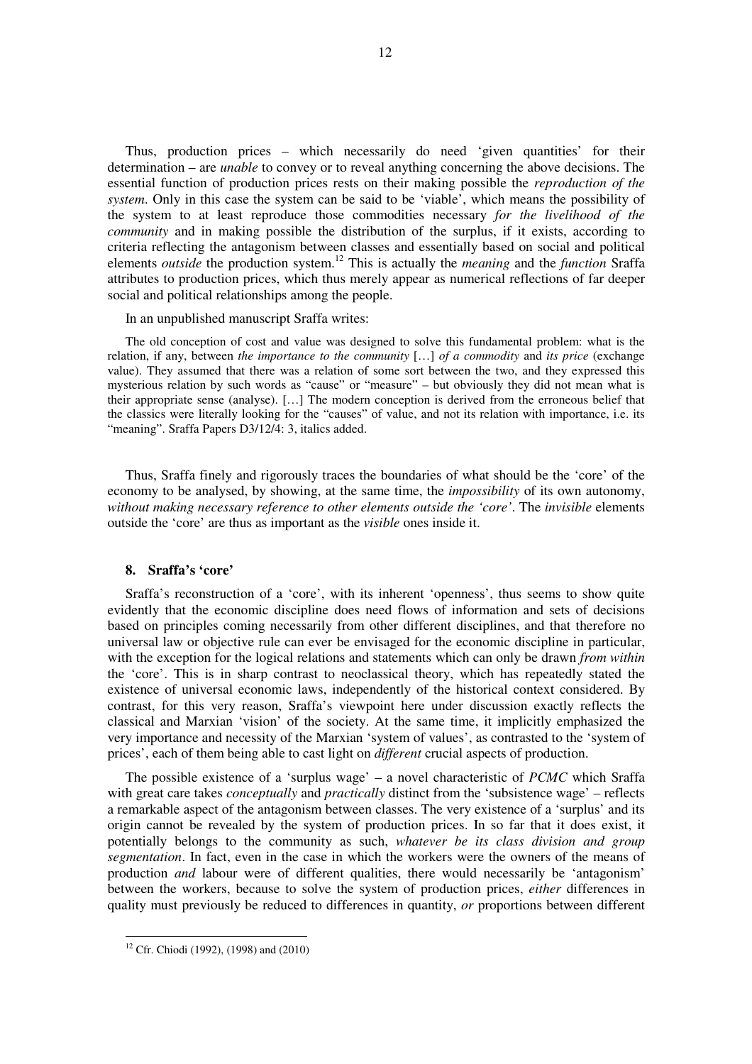Thus, production prices – which necessarily do need 'given quantities' for their determination – are *unable* to convey or to reveal anything concerning the above decisions. The essential function of production prices rests on their making possible the *reproduction of the system*. Only in this case the system can be said to be 'viable', which means the possibility of the system to at least reproduce those commodities necessary *for the livelihood of the community* and in making possible the distribution of the surplus, if it exists, according to criteria reflecting the antagonism between classes and essentially based on social and political elements *outside* the production system.[12] This is actually the *meaning* and the *function* Sraffa attributes to production prices, which thus merely appear as numerical reflections of far deeper social and political relationships among the people.

In an unpublished manuscript Sraffa writes:

> The old conception of cost and value was designed to solve this fundamental problem: what is the relation, if any, between *the importance to the community* […] *of a commodity* and *its price* (exchange value). They assumed that there was a relation of some sort between the two, and they expressed this mysterious relation by such words as "cause" or "measure" – but obviously they did not mean what is their appropriate sense (analyse). […] The modern conception is derived from the erroneous belief that the classics were literally looking for the "causes" of value, and not its relation with importance, i.e. its "meaning". Sraffa Papers D3/12/4: 3, italics added.

Thus, Sraffa finely and rigorously traces the boundaries of what should be the 'core' of the economy to be analysed, by showing, at the same time, the *impossibility* of its own autonomy, *without making necessary reference to other elements outside the 'core'*. The *invisible* elements outside the 'core' are thus as important as the *visible* ones inside it.

## 8. Sraffa's 'core'

Sraffa's reconstruction of a 'core', with its inherent 'openness', thus seems to show quite evidently that the economic discipline does need flows of information and sets of decisions based on principles coming necessarily from other different disciplines, and that therefore no universal law or objective rule can ever be envisaged for the economic discipline in particular, with the exception for the logical relations and statements which can only be drawn *from within* the 'core'. This is in sharp contrast to neoclassical theory, which has repeatedly stated the existence of universal economic laws, independently of the historical context considered. By contrast, for this very reason, Sraffa's viewpoint here under discussion exactly reflects the classical and Marxian 'vision' of the society. At the same time, it implicitly emphasized the very importance and necessity of the Marxian 'system of values', as contrasted to the 'system of prices', each of them being able to cast light on *different* crucial aspects of production.

The possible existence of a 'surplus wage' – a novel characteristic of *PCMC* which Sraffa with great care takes *conceptually* and *practically* distinct from the 'subsistence wage' – reflects a remarkable aspect of the antagonism between classes. The very existence of a 'surplus' and its origin cannot be revealed by the system of production prices. In so far that it does exist, it potentially belongs to the community as such, *whatever be its class division and group segmentation*. In fact, even in the case in which the workers were the owners of the means of production *and* labour were of different qualities, there would necessarily be 'antagonism' between the workers, because to solve the system of production prices, *either* differences in quality must previously be reduced to differences in quantity, *or* proportions between different

[12] Cfr. Chiodi (1992), (1998) and (2010)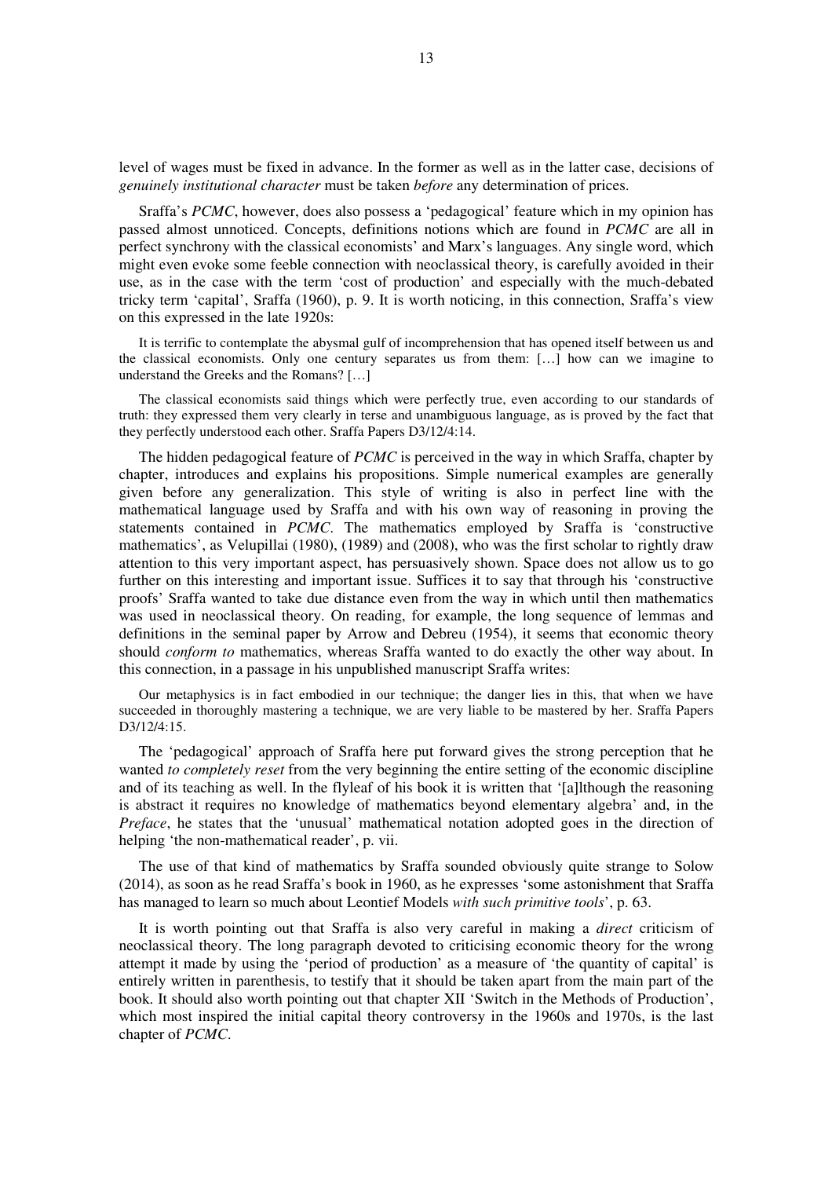level of wages must be fixed in advance. In the former as well as in the latter case, decisions of *genuinely institutional character* must be taken *before* any determination of prices.

Sraffa's *PCMC*, however, does also possess a 'pedagogical' feature which in my opinion has passed almost unnoticed. Concepts, definitions notions which are found in *PCMC* are all in perfect synchrony with the classical economists' and Marx's languages. Any single word, which might even evoke some feeble connection with neoclassical theory, is carefully avoided in their use, as in the case with the term 'cost of production' and especially with the much-debated tricky term 'capital', Sraffa (1960), p. 9. It is worth noticing, in this connection, Sraffa's view on this expressed in the late 1920s:

> It is terrific to contemplate the abysmal gulf of incomprehension that has opened itself between us and the classical economists. Only one century separates us from them: […] how can we imagine to understand the Greeks and the Romans? […]
>
> The classical economists said things which were perfectly true, even according to our standards of truth: they expressed them very clearly in terse and unambiguous language, as is proved by the fact that they perfectly understood each other. Sraffa Papers D3/12/4:14.

The hidden pedagogical feature of *PCMC* is perceived in the way in which Sraffa, chapter by chapter, introduces and explains his propositions. Simple numerical examples are generally given before any generalization. This style of writing is also in perfect line with the mathematical language used by Sraffa and with his own way of reasoning in proving the statements contained in *PCMC*. The mathematics employed by Sraffa is 'constructive mathematics', as Velupillai (1980), (1989) and (2008), who was the first scholar to rightly draw attention to this very important aspect, has persuasively shown. Space does not allow us to go further on this interesting and important issue. Suffices it to say that through his 'constructive proofs' Sraffa wanted to take due distance even from the way in which until then mathematics was used in neoclassical theory. On reading, for example, the long sequence of lemmas and definitions in the seminal paper by Arrow and Debreu (1954), it seems that economic theory should *conform to* mathematics, whereas Sraffa wanted to do exactly the other way about. In this connection, in a passage in his unpublished manuscript Sraffa writes:

> Our metaphysics is in fact embodied in our technique; the danger lies in this, that when we have succeeded in thoroughly mastering a technique, we are very liable to be mastered by her. Sraffa Papers D3/12/4:15.

The 'pedagogical' approach of Sraffa here put forward gives the strong perception that he wanted *to completely reset* from the very beginning the entire setting of the economic discipline and of its teaching as well. In the flyleaf of his book it is written that '[a]lthough the reasoning is abstract it requires no knowledge of mathematics beyond elementary algebra' and, in the *Preface*, he states that the 'unusual' mathematical notation adopted goes in the direction of helping 'the non-mathematical reader', p. vii.

The use of that kind of mathematics by Sraffa sounded obviously quite strange to Solow (2014), as soon as he read Sraffa's book in 1960, as he expresses 'some astonishment that Sraffa has managed to learn so much about Leontief Models *with such primitive tools*', p. 63.

It is worth pointing out that Sraffa is also very careful in making a *direct* criticism of neoclassical theory. The long paragraph devoted to criticising economic theory for the wrong attempt it made by using the 'period of production' as a measure of 'the quantity of capital' is entirely written in parenthesis, to testify that it should be taken apart from the main part of the book. It should also worth pointing out that chapter XII 'Switch in the Methods of Production', which most inspired the initial capital theory controversy in the 1960s and 1970s, is the last chapter of *PCMC*.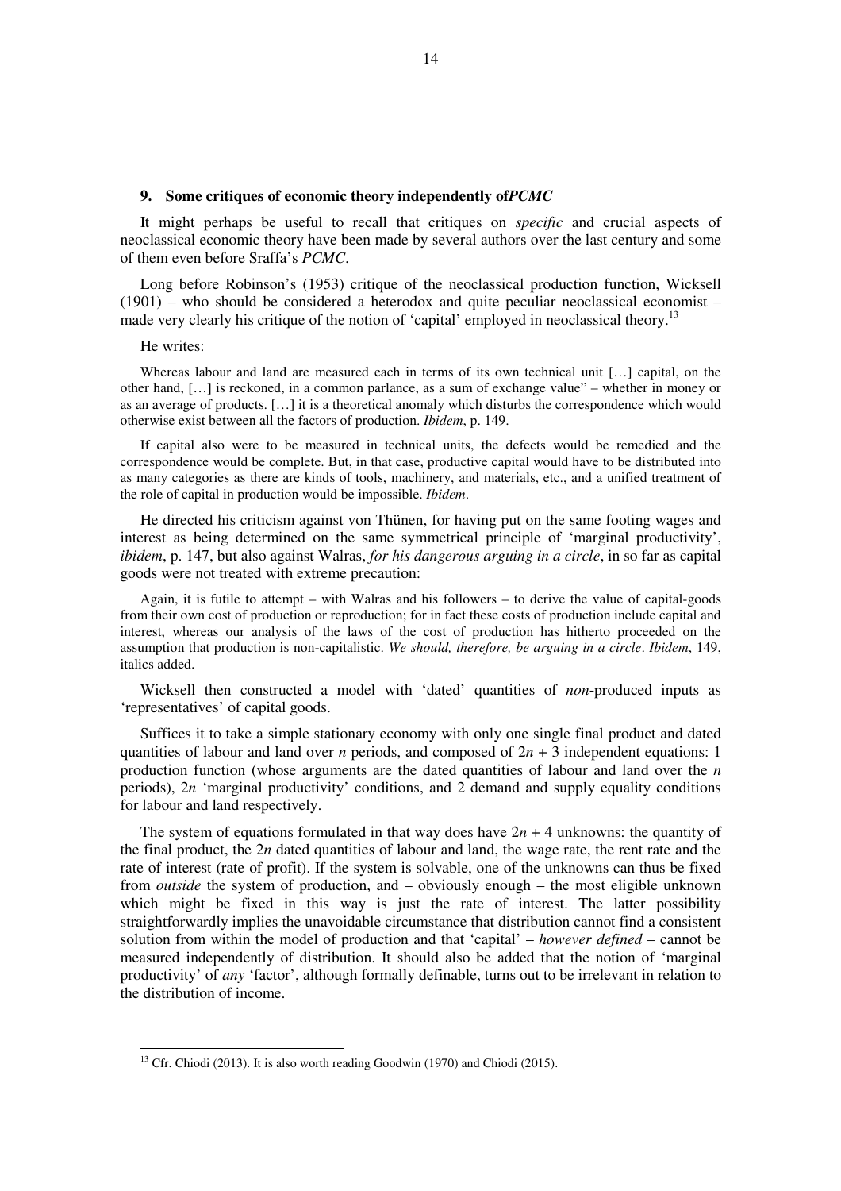### 9. Some critiques of economic theory independently of *PCMC*

It might perhaps be useful to recall that critiques on *specific* and crucial aspects of neoclassical economic theory have been made by several authors over the last century and some of them even before Sraffa's *PCMC*.

Long before Robinson's (1953) critique of the neoclassical production function, Wicksell (1901) – who should be considered a heterodox and quite peculiar neoclassical economist – made very clearly his critique of the notion of 'capital' employed in neoclassical theory.[13]

He writes:

> Whereas labour and land are measured each in terms of its own technical unit […] capital, on the other hand, […] is reckoned, in a common parlance, as a sum of exchange value" – whether in money or as an average of products. […] it is a theoretical anomaly which disturbs the correspondence which would otherwise exist between all the factors of production. *Ibidem*, p. 149.

> If capital also were to be measured in technical units, the defects would be remedied and the correspondence would be complete. But, in that case, productive capital would have to be distributed into as many categories as there are kinds of tools, machinery, and materials, etc., and a unified treatment of the role of capital in production would be impossible. *Ibidem*.

He directed his criticism against von Thünen, for having put on the same footing wages and interest as being determined on the same symmetrical principle of 'marginal productivity', *ibidem*, p. 147, but also against Walras, *for his dangerous arguing in a circle*, in so far as capital goods were not treated with extreme precaution:

> Again, it is futile to attempt – with Walras and his followers – to derive the value of capital-goods from their own cost of production or reproduction; for in fact these costs of production include capital and interest, whereas our analysis of the laws of the cost of production has hitherto proceeded on the assumption that production is non-capitalistic. *We should, therefore, be arguing in a circle*. *Ibidem*, 149, italics added.

Wicksell then constructed a model with 'dated' quantities of *non*-produced inputs as 'representatives' of capital goods.

Suffices it to take a simple stationary economy with only one single final product and dated quantities of labour and land over $n$ periods, and composed of $2n + 3$ independent equations: 1 production function (whose arguments are the dated quantities of labour and land over the $n$ periods), $2n$ 'marginal productivity' conditions, and 2 demand and supply equality conditions for labour and land respectively.

The system of equations formulated in that way does have $2n + 4$ unknowns: the quantity of the final product, the $2n$ dated quantities of labour and land, the wage rate, the rent rate and the rate of interest (rate of profit). If the system is solvable, one of the unknowns can thus be fixed from *outside* the system of production, and – obviously enough – the most eligible unknown which might be fixed in this way is just the rate of interest. The latter possibility straightforwardly implies the unavoidable circumstance that distribution cannot find a consistent solution from within the model of production and that 'capital' – *however defined* – cannot be measured independently of distribution. It should also be added that the notion of 'marginal productivity' of *any* 'factor', although formally definable, turns out to be irrelevant in relation to the distribution of income.

---

[13] Cfr. Chiodi (2013). It is also worth reading Goodwin (1970) and Chiodi (2015).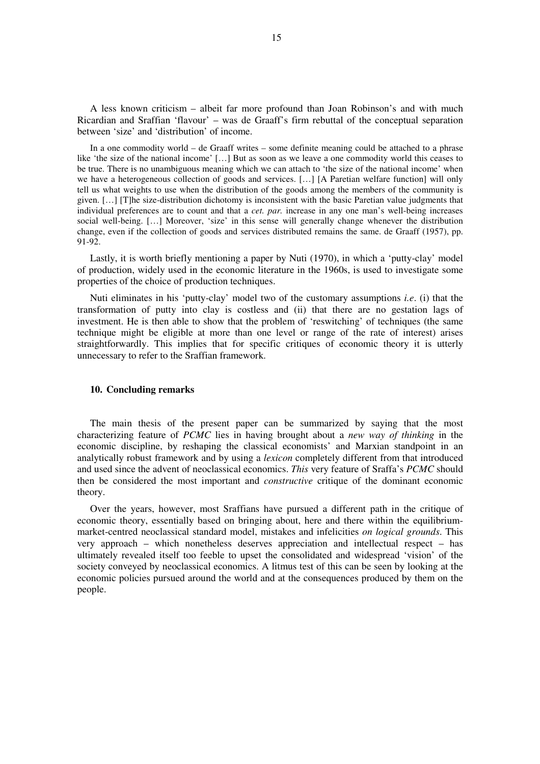A less known criticism – albeit far more profound than Joan Robinson's and with much Ricardian and Sraffian 'flavour' – was de Graaff's firm rebuttal of the conceptual separation between 'size' and 'distribution' of income.

> In a one commodity world – de Graaff writes – some definite meaning could be attached to a phrase like 'the size of the national income' […] But as soon as we leave a one commodity world this ceases to be true. There is no unambiguous meaning which we can attach to 'the size of the national income' when we have a heterogeneous collection of goods and services. […] [A Paretian welfare function] will only tell us what weights to use when the distribution of the goods among the members of the community is given. […] [T]he size-distribution dichotomy is inconsistent with the basic Paretian value judgments that individual preferences are to count and that a *cet. par.* increase in any one man's well-being increases social well-being. […] Moreover, 'size' in this sense will generally change whenever the distribution change, even if the collection of goods and services distributed remains the same. de Graaff (1957), pp. 91-92.

Lastly, it is worth briefly mentioning a paper by Nuti (1970), in which a 'putty-clay' model of production, widely used in the economic literature in the 1960s, is used to investigate some properties of the choice of production techniques.

Nuti eliminates in his 'putty-clay' model two of the customary assumptions *i.e*. (i) that the transformation of putty into clay is costless and (ii) that there are no gestation lags of investment. He is then able to show that the problem of 'reswitching' of techniques (the same technique might be eligible at more than one level or range of the rate of interest) arises straightforwardly. This implies that for specific critiques of economic theory it is utterly unnecessary to refer to the Sraffian framework.

## 10. Concluding remarks

The main thesis of the present paper can be summarized by saying that the most characterizing feature of *PCMC* lies in having brought about a *new way of thinking* in the economic discipline, by reshaping the classical economists' and Marxian standpoint in an analytically robust framework and by using a *lexicon* completely different from that introduced and used since the advent of neoclassical economics. *This* very feature of Sraffa's *PCMC* should then be considered the most important and *constructive* critique of the dominant economic theory.

Over the years, however, most Sraffians have pursued a different path in the critique of economic theory, essentially based on bringing about, here and there within the equilibrium-market-centred neoclassical standard model, mistakes and infelicities *on logical grounds*. This very approach – which nonetheless deserves appreciation and intellectual respect – has ultimately revealed itself too feeble to upset the consolidated and widespread 'vision' of the society conveyed by neoclassical economics. A litmus test of this can be seen by looking at the economic policies pursued around the world and at the consequences produced by them on the people.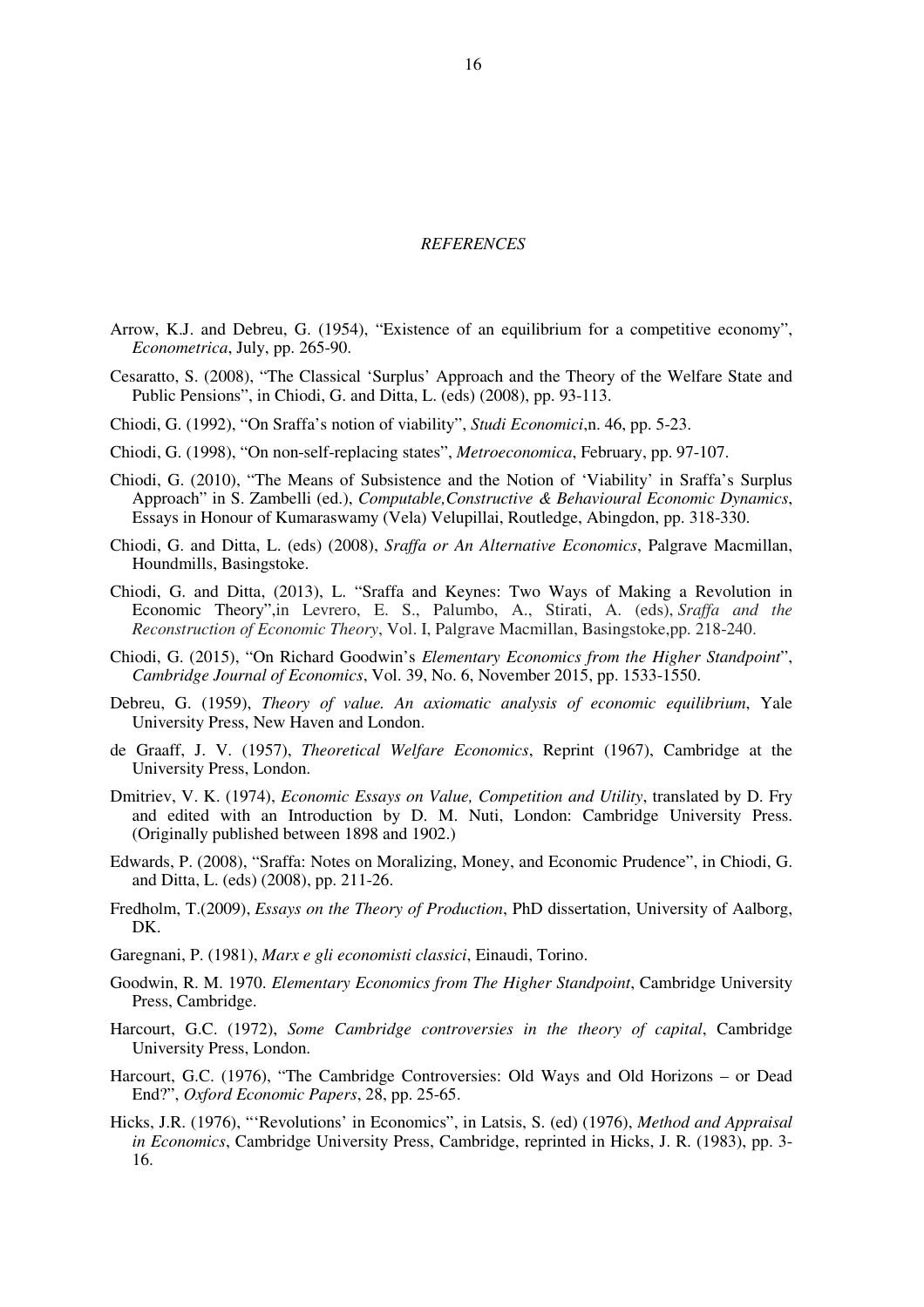## *REFERENCES*

Arrow, K.J. and Debreu, G. (1954), "Existence of an equilibrium for a competitive economy", *Econometrica*, July, pp. 265-90.

Cesaratto, S. (2008), "The Classical 'Surplus' Approach and the Theory of the Welfare State and Public Pensions", in Chiodi, G. and Ditta, L. (eds) (2008), pp. 93-113.

Chiodi, G. (1992), "On Sraffa's notion of viability", *Studi Economici*,n. 46, pp. 5-23.

Chiodi, G. (1998), "On non-self-replacing states", *Metroeconomica*, February, pp. 97-107.

Chiodi, G. (2010), "The Means of Subsistence and the Notion of 'Viability' in Sraffa's Surplus Approach" in S. Zambelli (ed.), *Computable,Constructive & Behavioural Economic Dynamics*, Essays in Honour of Kumaraswamy (Vela) Velupillai, Routledge, Abingdon, pp. 318-330.

Chiodi, G. and Ditta, L. (eds) (2008), *Sraffa or An Alternative Economics*, Palgrave Macmillan, Houndmills, Basingstoke.

Chiodi, G. and Ditta, (2013), L. "Sraffa and Keynes: Two Ways of Making a Revolution in Economic Theory",in Levrero, E. S., Palumbo, A., Stirati, A. (eds), *Sraffa and the Reconstruction of Economic Theory*, Vol. I, Palgrave Macmillan, Basingstoke,pp. 218-240.

Chiodi, G. (2015), "On Richard Goodwin's *Elementary Economics from the Higher Standpoint*", *Cambridge Journal of Economics*, Vol. 39, No. 6, November 2015, pp. 1533-1550.

Debreu, G. (1959), *Theory of value. An axiomatic analysis of economic equilibrium*, Yale University Press, New Haven and London.

de Graaff, J. V. (1957), *Theoretical Welfare Economics*, Reprint (1967), Cambridge at the University Press, London.

Dmitriev, V. K. (1974), *Economic Essays on Value, Competition and Utility*, translated by D. Fry and edited with an Introduction by D. M. Nuti, London: Cambridge University Press. (Originally published between 1898 and 1902.)

Edwards, P. (2008), "Sraffa: Notes on Moralizing, Money, and Economic Prudence", in Chiodi, G. and Ditta, L. (eds) (2008), pp. 211-26.

Fredholm, T.(2009), *Essays on the Theory of Production*, PhD dissertation, University of Aalborg, DK.

Garegnani, P. (1981), *Marx e gli economisti classici*, Einaudi, Torino.

Goodwin, R. M. 1970. *Elementary Economics from The Higher Standpoint*, Cambridge University Press, Cambridge.

Harcourt, G.C. (1972), *Some Cambridge controversies in the theory of capital*, Cambridge University Press, London.

Harcourt, G.C. (1976), "The Cambridge Controversies: Old Ways and Old Horizons – or Dead End?", *Oxford Economic Papers*, 28, pp. 25-65.

Hicks, J.R. (1976), "'Revolutions' in Economics", in Latsis, S. (ed) (1976), *Method and Appraisal in Economics*, Cambridge University Press, Cambridge, reprinted in Hicks, J. R. (1983), pp. 3-16.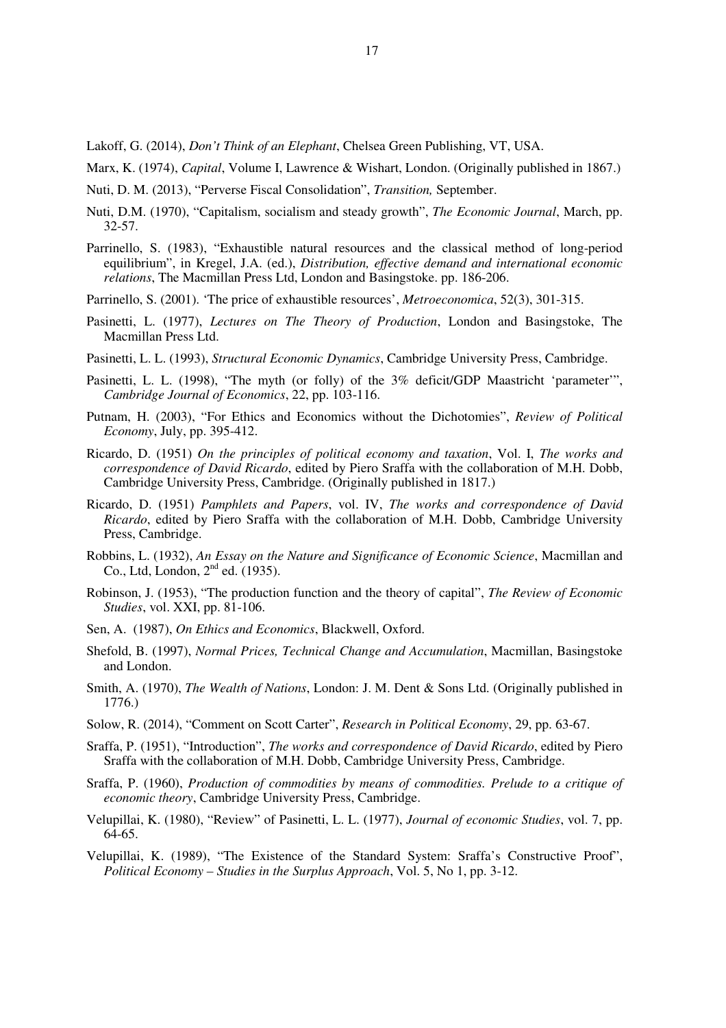Lakoff, G. (2014), *Don't Think of an Elephant*, Chelsea Green Publishing, VT, USA.

Marx, K. (1974), *Capital*, Volume I, Lawrence & Wishart, London. (Originally published in 1867.)

Nuti, D. M. (2013), "Perverse Fiscal Consolidation", *Transition,* September.

Nuti, D.M. (1970), "Capitalism, socialism and steady growth", *The Economic Journal*, March, pp. 32-57.

Parrinello, S. (1983), "Exhaustible natural resources and the classical method of long-period equilibrium", in Kregel, J.A. (ed.), *Distribution, effective demand and international economic relations*, The Macmillan Press Ltd, London and Basingstoke. pp. 186-206.

Parrinello, S. (2001). 'The price of exhaustible resources', *Metroeconomica*, 52(3), 301-315.

Pasinetti, L. (1977), *Lectures on The Theory of Production*, London and Basingstoke, The Macmillan Press Ltd.

Pasinetti, L. L. (1993), *Structural Economic Dynamics*, Cambridge University Press, Cambridge.

Pasinetti, L. L. (1998), "The myth (or folly) of the 3% deficit/GDP Maastricht 'parameter'", *Cambridge Journal of Economics*, 22, pp. 103-116.

Putnam, H. (2003), "For Ethics and Economics without the Dichotomies", *Review of Political Economy*, July, pp. 395-412.

Ricardo, D. (1951) *On the principles of political economy and taxation*, Vol. I, *The works and correspondence of David Ricardo*, edited by Piero Sraffa with the collaboration of M.H. Dobb, Cambridge University Press, Cambridge. (Originally published in 1817.)

Ricardo, D. (1951) *Pamphlets and Papers*, vol. IV, *The works and correspondence of David Ricardo*, edited by Piero Sraffa with the collaboration of M.H. Dobb, Cambridge University Press, Cambridge.

Robbins, L. (1932), *An Essay on the Nature and Significance of Economic Science*, Macmillan and Co., Ltd, London, 2nd ed. (1935).

Robinson, J. (1953), "The production function and the theory of capital", *The Review of Economic Studies*, vol. XXI, pp. 81-106.

Sen, A. (1987), *On Ethics and Economics*, Blackwell, Oxford.

Shefold, B. (1997), *Normal Prices, Technical Change and Accumulation*, Macmillan, Basingstoke and London.

Smith, A. (1970), *The Wealth of Nations*, London: J. M. Dent & Sons Ltd. (Originally published in 1776.)

Solow, R. (2014), "Comment on Scott Carter", *Research in Political Economy*, 29, pp. 63-67.

Sraffa, P. (1951), "Introduction", *The works and correspondence of David Ricardo*, edited by Piero Sraffa with the collaboration of M.H. Dobb, Cambridge University Press, Cambridge.

Sraffa, P. (1960), *Production of commodities by means of commodities. Prelude to a critique of economic theory*, Cambridge University Press, Cambridge.

Velupillai, K. (1980), "Review" of Pasinetti, L. L. (1977), *Journal of economic Studies*, vol. 7, pp. 64-65.

Velupillai, K. (1989), "The Existence of the Standard System: Sraffa's Constructive Proof", *Political Economy – Studies in the Surplus Approach*, Vol. 5, No 1, pp. 3-12.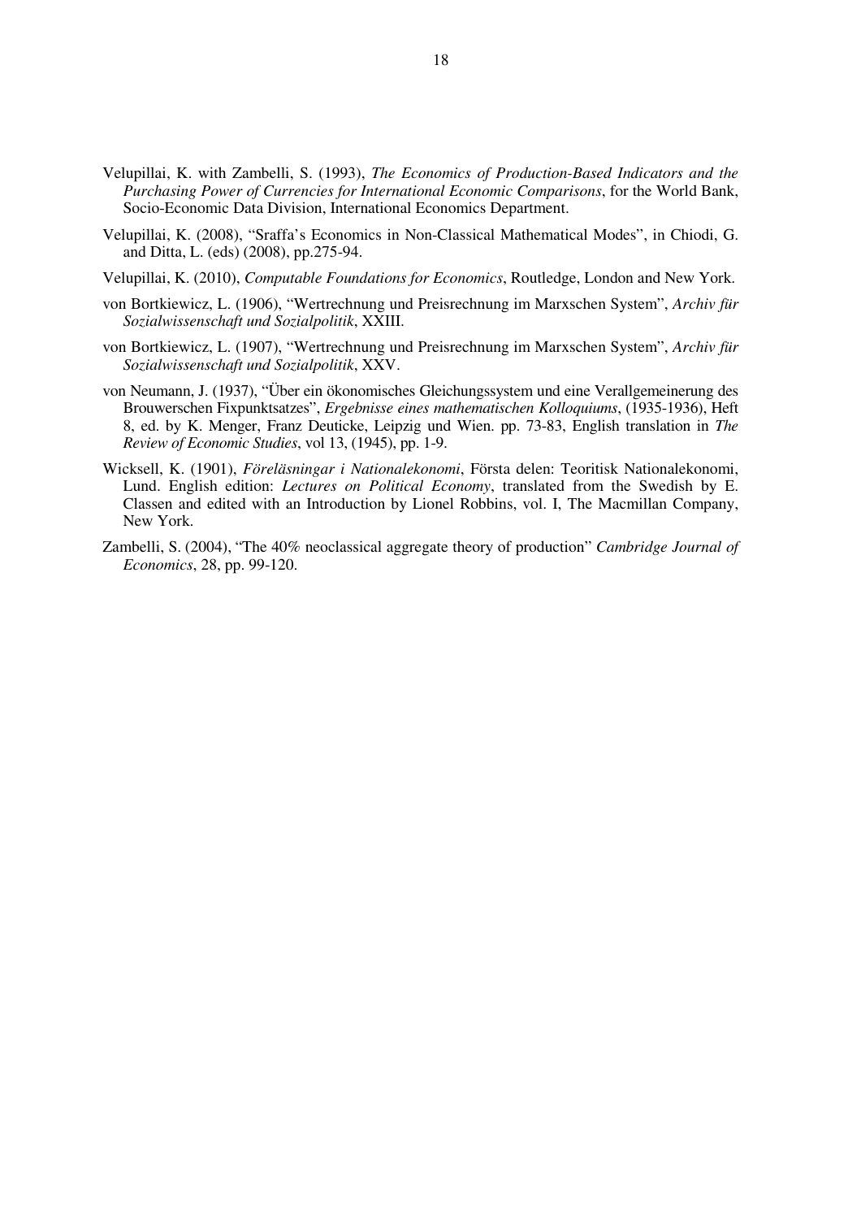Velupillai, K. with Zambelli, S. (1993), *The Economics of Production-Based Indicators and the Purchasing Power of Currencies for International Economic Comparisons*, for the World Bank, Socio-Economic Data Division, International Economics Department.

Velupillai, K. (2008), "Sraffa's Economics in Non-Classical Mathematical Modes", in Chiodi, G. and Ditta, L. (eds) (2008), pp.275-94.

Velupillai, K. (2010), *Computable Foundations for Economics*, Routledge, London and New York.

von Bortkiewicz, L. (1906), "Wertrechnung und Preisrechnung im Marxschen System", *Archiv für Sozialwissenschaft und Sozialpolitik*, XXIII.

von Bortkiewicz, L. (1907), "Wertrechnung und Preisrechnung im Marxschen System", *Archiv für Sozialwissenschaft und Sozialpolitik*, XXV.

von Neumann, J. (1937), "Über ein ökonomisches Gleichungssystem und eine Verallgemeinerung des Brouwerschen Fixpunktsatzes", *Ergebnisse eines mathematischen Kolloquiums*, (1935-1936), Heft 8, ed. by K. Menger, Franz Deuticke, Leipzig und Wien. pp. 73-83, English translation in *The Review of Economic Studies*, vol 13, (1945), pp. 1-9.

Wicksell, K. (1901), *Föreläsningar i Nationalekonomi*, Första delen: Teoritisk Nationalekonomi, Lund. English edition: *Lectures on Political Economy*, translated from the Swedish by E. Classen and edited with an Introduction by Lionel Robbins, vol. I, The Macmillan Company, New York.

Zambelli, S. (2004), "The 40% neoclassical aggregate theory of production" *Cambridge Journal of Economics*, 28, pp. 99-120.